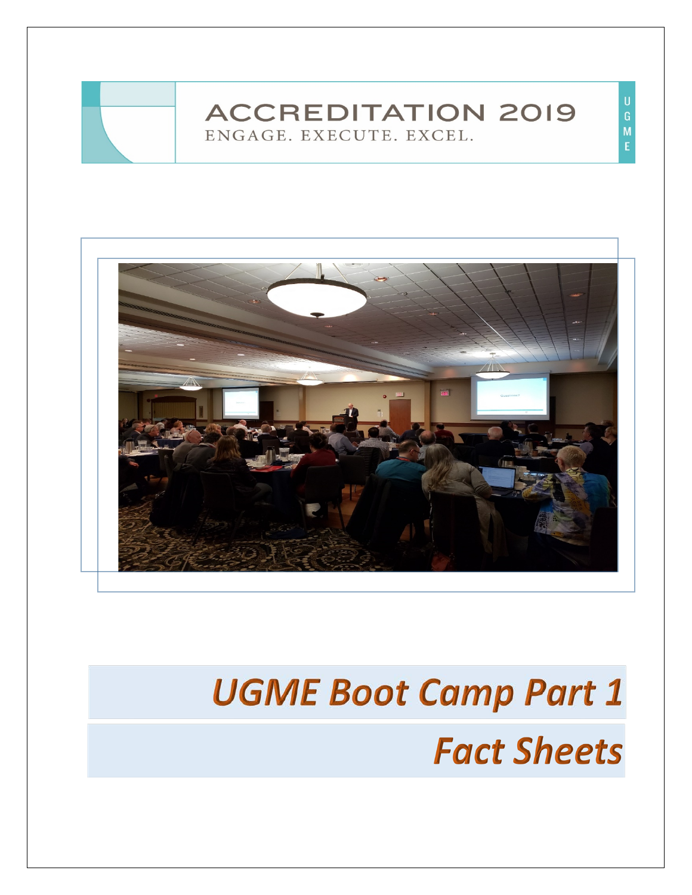ACCREDITATION 2019

ENGAGE. EXECUTE. EXCEL.

UGME

# UGME Boot Camp Part 1

# Fact Sheets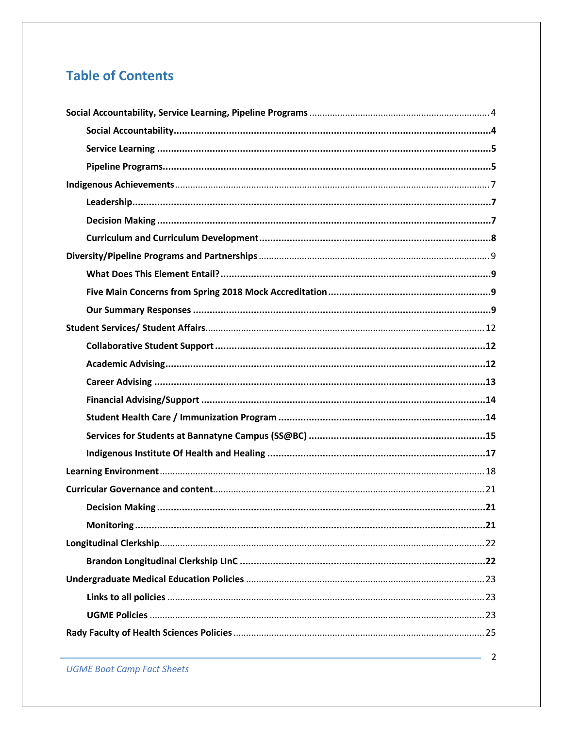# Table of Contents

**Social Accountability, Service Learning, Pipeline Programs** ........ 4

- **Social Accountability** ........ 4
- **Service Learning** ........ 5
- **Pipeline Programs** ........ 5

**Indigenous Achievements** ........ 7

- **Leadership** ........ 7
- **Decision Making** ........ 7
- **Curriculum and Curriculum Development** ........ 8

**Diversity/Pipeline Programs and Partnerships** ........ 9

- **What Does This Element Entail?** ........ 9
- **Five Main Concerns from Spring 2018 Mock Accreditation** ........ 9
- **Our Summary Responses** ........ 9

**Student Services/ Student Affairs** ........ 12

- **Collaborative Student Support** ........ 12
- **Academic Advising** ........ 12
- **Career Advising** ........ 13
- **Financial Advising/Support** ........ 14
- **Student Health Care / Immunization Program** ........ 14
- **Services for Students at Bannatyne Campus (SS@BC)** ........ 15
- **Indigenous Institute Of Health and Healing** ........ 17

**Learning Environment** ........ 18

**Curricular Governance and content** ........ 21

- **Decision Making** ........ 21
- **Monitoring** ........ 21

**Longitudinal Clerkship** ........ 22

- **Brandon Longitudinal Clerkship LInC** ........ 22

**Undergraduate Medical Education Policies** ........ 23

- **Links to all policies** ........ 23
- **UGME Policies** ........ 23

**Rady Faculty of Health Sciences Policies** ........ 25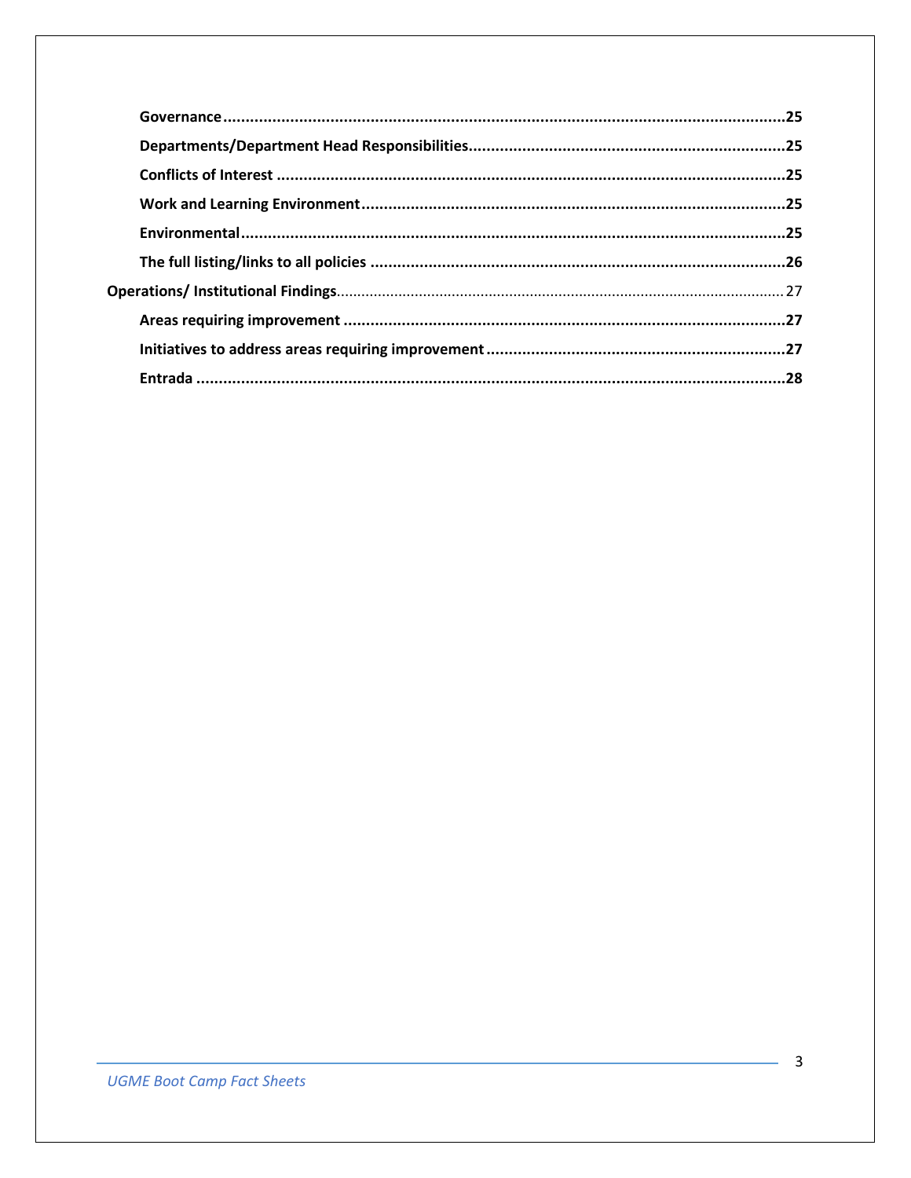**Governance** ........................................................................................................................ **25**

**Departments/Department Head Responsibilities** .................................................................... **25**

**Conflicts of Interest** ............................................................................................................... **25**

**Work and Learning Environment** ........................................................................................... **25**

**Environmental** ....................................................................................................................... **25**

**The full listing/links to all policies** ......................................................................................... **26**

**Operations/ Institutional Findings** ......................................................................................... 27

**Areas requiring improvement** ............................................................................................... **27**

**Initiatives to address areas requiring improvement** ............................................................. **27**

**Entrada** ................................................................................................................................. **28**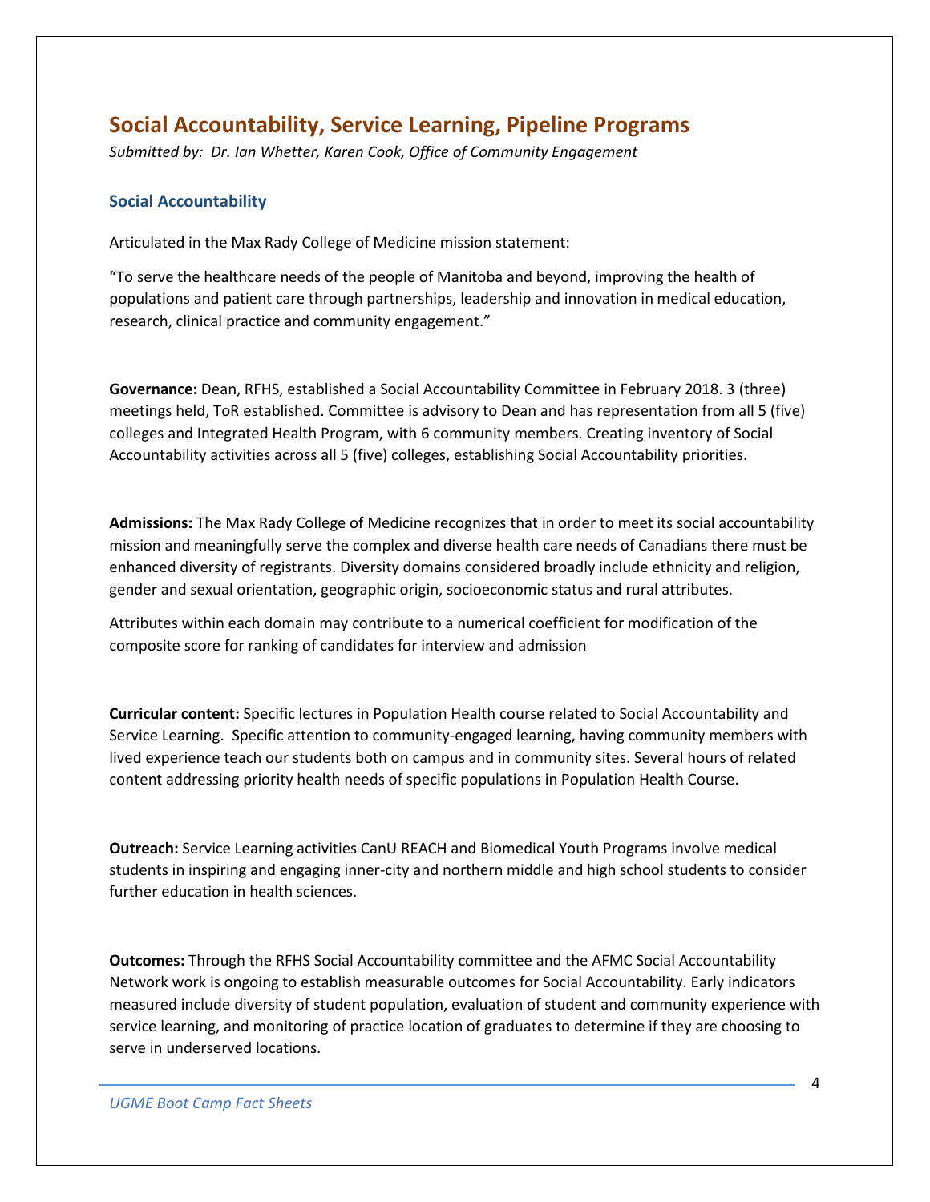# Social Accountability, Service Learning, Pipeline Programs

*Submitted by: Dr. Ian Whetter, Karen Cook, Office of Community Engagement*

## Social Accountability

Articulated in the Max Rady College of Medicine mission statement:

"To serve the healthcare needs of the people of Manitoba and beyond, improving the health of populations and patient care through partnerships, leadership and innovation in medical education, research, clinical practice and community engagement."

**Governance:** Dean, RFHS, established a Social Accountability Committee in February 2018. 3 (three) meetings held, ToR established. Committee is advisory to Dean and has representation from all 5 (five) colleges and Integrated Health Program, with 6 community members. Creating inventory of Social Accountability activities across all 5 (five) colleges, establishing Social Accountability priorities.

**Admissions:** The Max Rady College of Medicine recognizes that in order to meet its social accountability mission and meaningfully serve the complex and diverse health care needs of Canadians there must be enhanced diversity of registrants. Diversity domains considered broadly include ethnicity and religion, gender and sexual orientation, geographic origin, socioeconomic status and rural attributes.

Attributes within each domain may contribute to a numerical coefficient for modification of the composite score for ranking of candidates for interview and admission

**Curricular content:** Specific lectures in Population Health course related to Social Accountability and Service Learning. Specific attention to community-engaged learning, having community members with lived experience teach our students both on campus and in community sites. Several hours of related content addressing priority health needs of specific populations in Population Health Course.

**Outreach:** Service Learning activities CanU REACH and Biomedical Youth Programs involve medical students in inspiring and engaging inner-city and northern middle and high school students to consider further education in health sciences.

**Outcomes:** Through the RFHS Social Accountability committee and the AFMC Social Accountability Network work is ongoing to establish measurable outcomes for Social Accountability. Early indicators measured include diversity of student population, evaluation of student and community experience with service learning, and monitoring of practice location of graduates to determine if they are choosing to serve in underserved locations.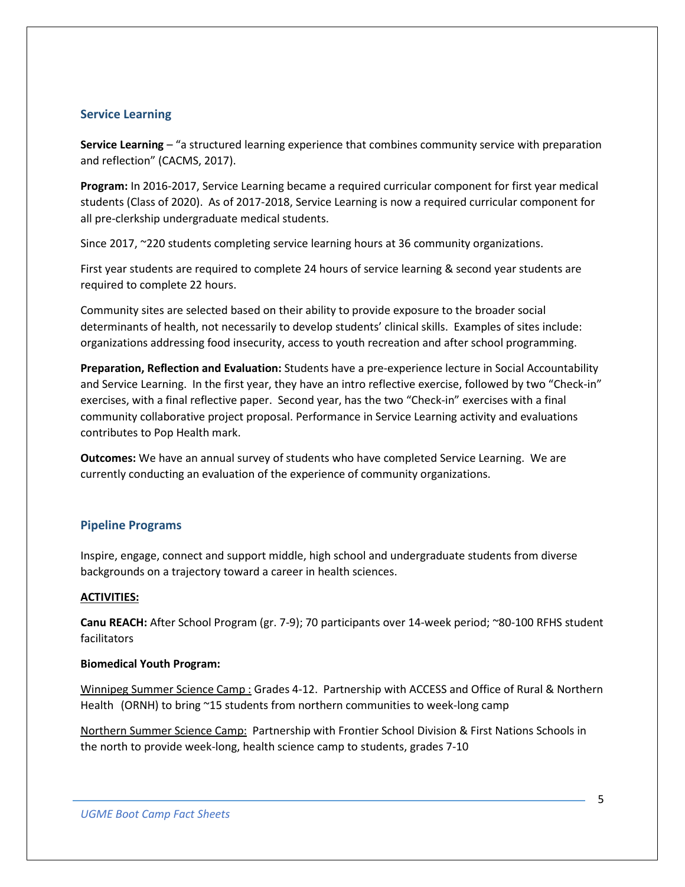## Service Learning

**Service Learning** – "a structured learning experience that combines community service with preparation and reflection" (CACMS, 2017).

**Program:** In 2016-2017, Service Learning became a required curricular component for first year medical students (Class of 2020). As of 2017-2018, Service Learning is now a required curricular component for all pre-clerkship undergraduate medical students.

Since 2017, ~220 students completing service learning hours at 36 community organizations.

First year students are required to complete 24 hours of service learning & second year students are required to complete 22 hours.

Community sites are selected based on their ability to provide exposure to the broader social determinants of health, not necessarily to develop students' clinical skills. Examples of sites include: organizations addressing food insecurity, access to youth recreation and after school programming.

**Preparation, Reflection and Evaluation:** Students have a pre-experience lecture in Social Accountability and Service Learning. In the first year, they have an intro reflective exercise, followed by two "Check-in" exercises, with a final reflective paper. Second year, has the two "Check-in" exercises with a final community collaborative project proposal. Performance in Service Learning activity and evaluations contributes to Pop Health mark.

**Outcomes:** We have an annual survey of students who have completed Service Learning. We are currently conducting an evaluation of the experience of community organizations.

## Pipeline Programs

Inspire, engage, connect and support middle, high school and undergraduate students from diverse backgrounds on a trajectory toward a career in health sciences.

**ACTIVITIES:**

**Canu REACH:** After School Program (gr. 7-9); 70 participants over 14-week period; ~80-100 RFHS student facilitators

**Biomedical Youth Program:**

Winnipeg Summer Science Camp : Grades 4-12. Partnership with ACCESS and Office of Rural & Northern Health (ORNH) to bring ~15 students from northern communities to week-long camp

Northern Summer Science Camp: Partnership with Frontier School Division & First Nations Schools in the north to provide week-long, health science camp to students, grades 7-10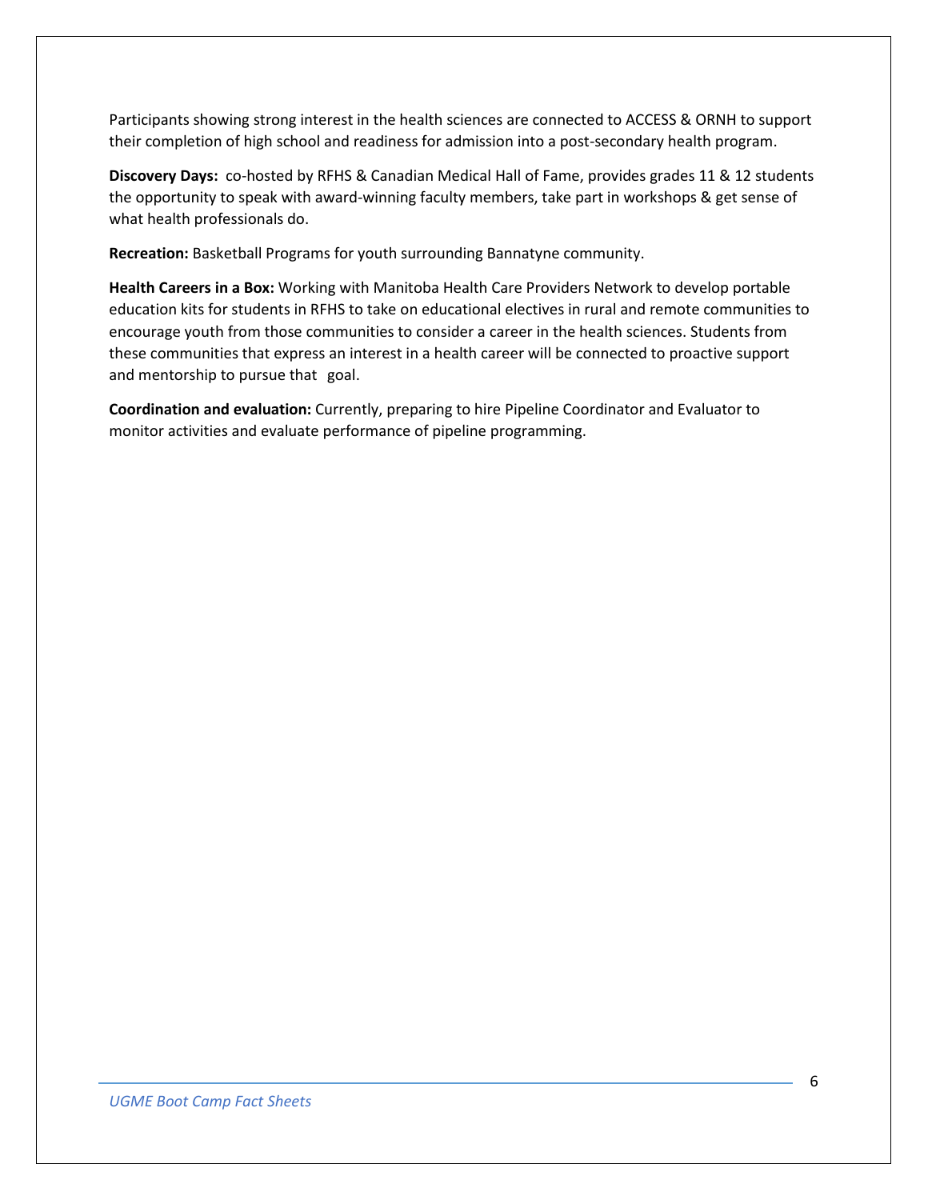Participants showing strong interest in the health sciences are connected to ACCESS & ORNH to support their completion of high school and readiness for admission into a post-secondary health program.

**Discovery Days:** co-hosted by RFHS & Canadian Medical Hall of Fame, provides grades 11 & 12 students the opportunity to speak with award-winning faculty members, take part in workshops & get sense of what health professionals do.

**Recreation:** Basketball Programs for youth surrounding Bannatyne community.

**Health Careers in a Box:** Working with Manitoba Health Care Providers Network to develop portable education kits for students in RFHS to take on educational electives in rural and remote communities to encourage youth from those communities to consider a career in the health sciences. Students from these communities that express an interest in a health career will be connected to proactive support and mentorship to pursue that goal.

**Coordination and evaluation:** Currently, preparing to hire Pipeline Coordinator and Evaluator to monitor activities and evaluate performance of pipeline programming.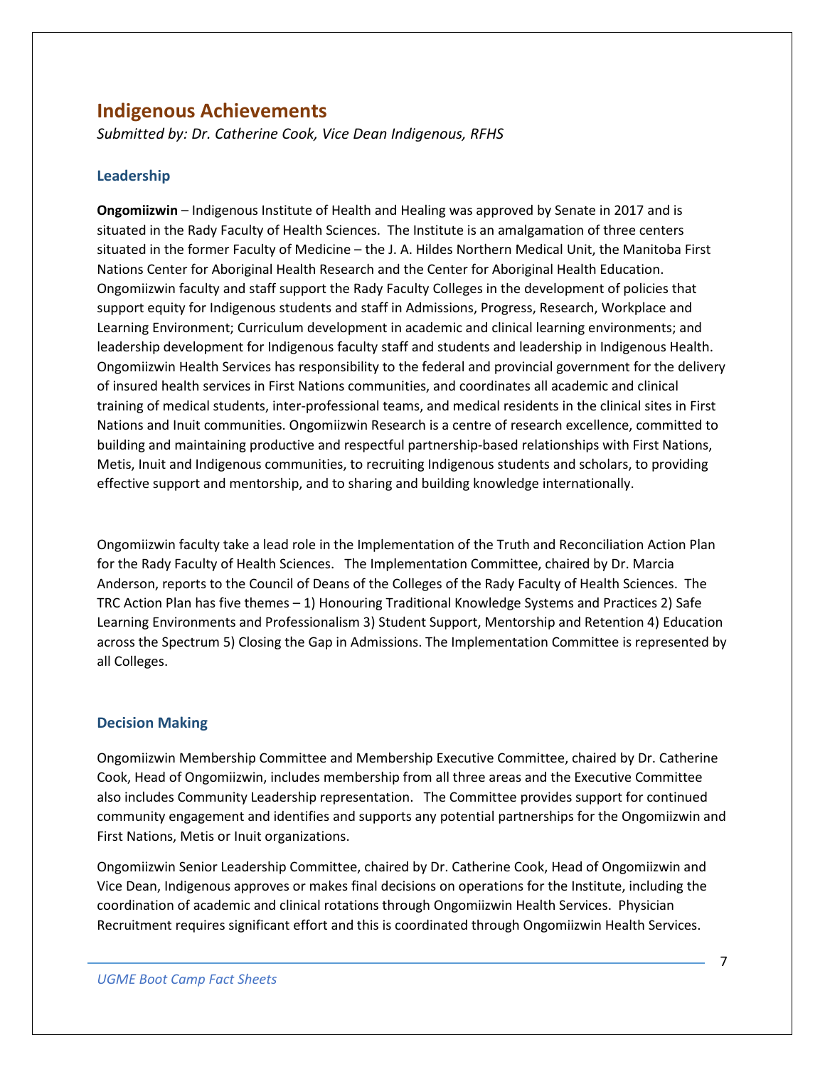## Indigenous Achievements

*Submitted by: Dr. Catherine Cook, Vice Dean Indigenous, RFHS*

### Leadership

**Ongomiizwin** – Indigenous Institute of Health and Healing was approved by Senate in 2017 and is situated in the Rady Faculty of Health Sciences. The Institute is an amalgamation of three centers situated in the former Faculty of Medicine – the J. A. Hildes Northern Medical Unit, the Manitoba First Nations Center for Aboriginal Health Research and the Center for Aboriginal Health Education. Ongomiizwin faculty and staff support the Rady Faculty Colleges in the development of policies that support equity for Indigenous students and staff in Admissions, Progress, Research, Workplace and Learning Environment; Curriculum development in academic and clinical learning environments; and leadership development for Indigenous faculty staff and students and leadership in Indigenous Health. Ongomiizwin Health Services has responsibility to the federal and provincial government for the delivery of insured health services in First Nations communities, and coordinates all academic and clinical training of medical students, inter-professional teams, and medical residents in the clinical sites in First Nations and Inuit communities. Ongomiizwin Research is a centre of research excellence, committed to building and maintaining productive and respectful partnership-based relationships with First Nations, Metis, Inuit and Indigenous communities, to recruiting Indigenous students and scholars, to providing effective support and mentorship, and to sharing and building knowledge internationally.

Ongomiizwin faculty take a lead role in the Implementation of the Truth and Reconciliation Action Plan for the Rady Faculty of Health Sciences. The Implementation Committee, chaired by Dr. Marcia Anderson, reports to the Council of Deans of the Colleges of the Rady Faculty of Health Sciences. The TRC Action Plan has five themes – 1) Honouring Traditional Knowledge Systems and Practices 2) Safe Learning Environments and Professionalism 3) Student Support, Mentorship and Retention 4) Education across the Spectrum 5) Closing the Gap in Admissions. The Implementation Committee is represented by all Colleges.

### Decision Making

Ongomiizwin Membership Committee and Membership Executive Committee, chaired by Dr. Catherine Cook, Head of Ongomiizwin, includes membership from all three areas and the Executive Committee also includes Community Leadership representation. The Committee provides support for continued community engagement and identifies and supports any potential partnerships for the Ongomiizwin and First Nations, Metis or Inuit organizations.

Ongomiizwin Senior Leadership Committee, chaired by Dr. Catherine Cook, Head of Ongomiizwin and Vice Dean, Indigenous approves or makes final decisions on operations for the Institute, including the coordination of academic and clinical rotations through Ongomiizwin Health Services. Physician Recruitment requires significant effort and this is coordinated through Ongomiizwin Health Services.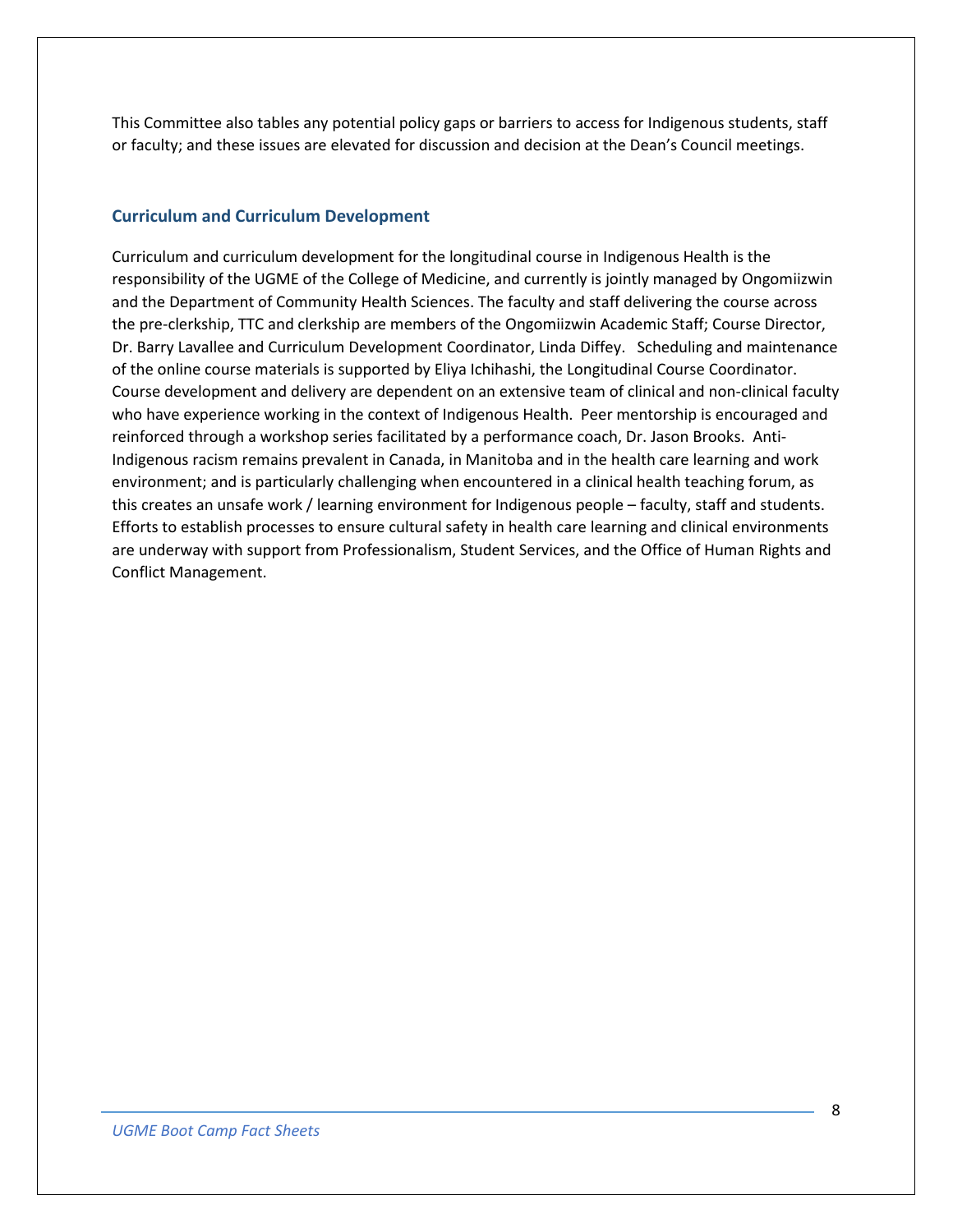This Committee also tables any potential policy gaps or barriers to access for Indigenous students, staff or faculty; and these issues are elevated for discussion and decision at the Dean's Council meetings.

### Curriculum and Curriculum Development

Curriculum and curriculum development for the longitudinal course in Indigenous Health is the responsibility of the UGME of the College of Medicine, and currently is jointly managed by Ongomiizwin and the Department of Community Health Sciences. The faculty and staff delivering the course across the pre-clerkship, TTC and clerkship are members of the Ongomiizwin Academic Staff; Course Director, Dr. Barry Lavallee and Curriculum Development Coordinator, Linda Diffey. Scheduling and maintenance of the online course materials is supported by Eliya Ichihashi, the Longitudinal Course Coordinator. Course development and delivery are dependent on an extensive team of clinical and non-clinical faculty who have experience working in the context of Indigenous Health. Peer mentorship is encouraged and reinforced through a workshop series facilitated by a performance coach, Dr. Jason Brooks. Anti-Indigenous racism remains prevalent in Canada, in Manitoba and in the health care learning and work environment; and is particularly challenging when encountered in a clinical health teaching forum, as this creates an unsafe work / learning environment for Indigenous people – faculty, staff and students. Efforts to establish processes to ensure cultural safety in health care learning and clinical environments are underway with support from Professionalism, Student Services, and the Office of Human Rights and Conflict Management.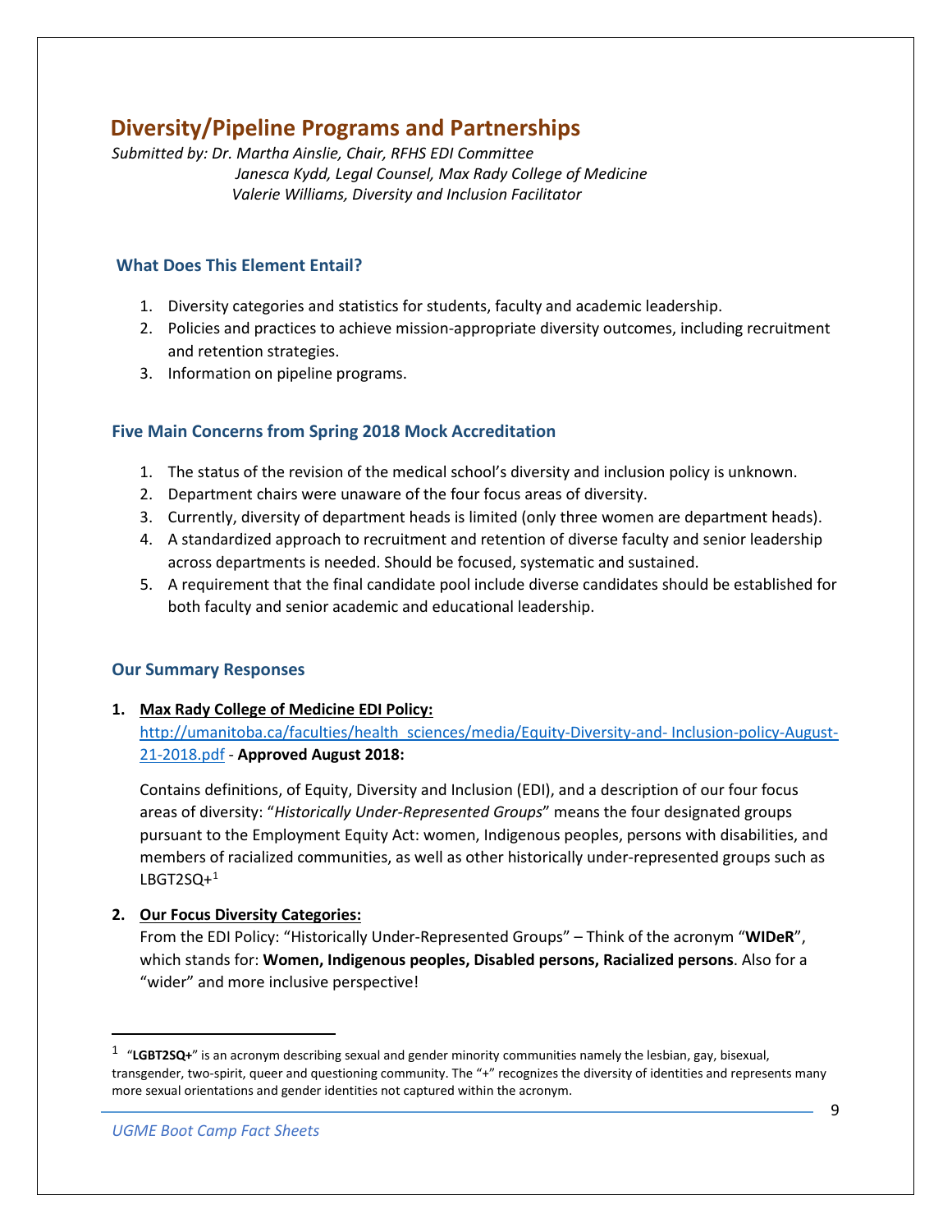## Diversity/Pipeline Programs and Partnerships

*Submitted by: Dr. Martha Ainslie, Chair, RFHS EDI Committee*
*Janesca Kydd, Legal Counsel, Max Rady College of Medicine*
*Valerie Williams, Diversity and Inclusion Facilitator*

### What Does This Element Entail?

1. Diversity categories and statistics for students, faculty and academic leadership.
2. Policies and practices to achieve mission-appropriate diversity outcomes, including recruitment and retention strategies.
3. Information on pipeline programs.

### Five Main Concerns from Spring 2018 Mock Accreditation

1. The status of the revision of the medical school's diversity and inclusion policy is unknown.
2. Department chairs were unaware of the four focus areas of diversity.
3. Currently, diversity of department heads is limited (only three women are department heads).
4. A standardized approach to recruitment and retention of diverse faculty and senior leadership across departments is needed. Should be focused, systematic and sustained.
5. A requirement that the final candidate pool include diverse candidates should be established for both faculty and senior academic and educational leadership.

### Our Summary Responses

1. **Max Rady College of Medicine EDI Policy:**
   http://umanitoba.ca/faculties/health_sciences/media/Equity-Diversity-and- Inclusion-policy-August-21-2018.pdf - **Approved August 2018:**

   Contains definitions, of Equity, Diversity and Inclusion (EDI), and a description of our four focus areas of diversity: "*Historically Under-Represented Groups*" means the four designated groups pursuant to the Employment Equity Act: women, Indigenous peoples, persons with disabilities, and members of racialized communities, as well as other historically under-represented groups such as LBGT2SQ+[1]

2. **Our Focus Diversity Categories:**
   From the EDI Policy: "Historically Under-Represented Groups" – Think of the acronym "**WIDeR**", which stands for: **Women, Indigenous peoples, Disabled persons, Racialized persons**. Also for a "wider" and more inclusive perspective!

---

[1] "**LGBT2SQ+**" is an acronym describing sexual and gender minority communities namely the lesbian, gay, bisexual, transgender, two-spirit, queer and questioning community. The "+" recognizes the diversity of identities and represents many more sexual orientations and gender identities not captured within the acronym.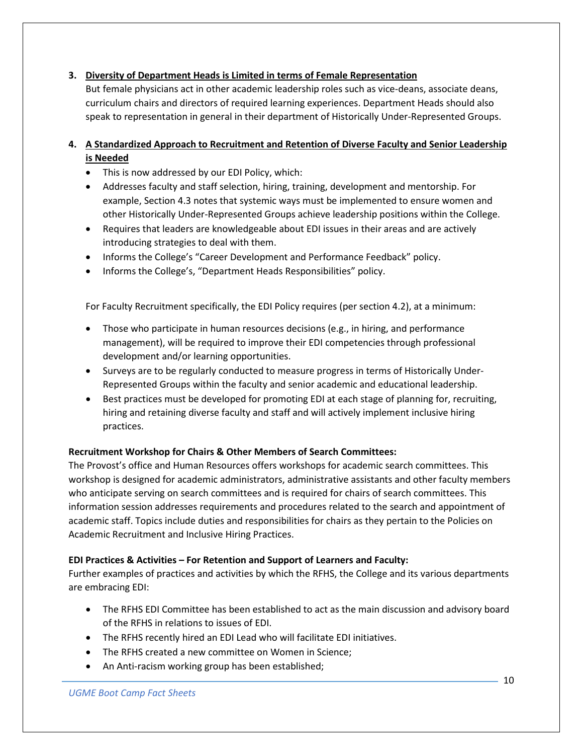3. **Diversity of Department Heads is Limited in terms of Female Representation**

   But female physicians act in other academic leadership roles such as vice-deans, associate deans, curriculum chairs and directors of required learning experiences. Department Heads should also speak to representation in general in their department of Historically Under-Represented Groups.

4. **A Standardized Approach to Recruitment and Retention of Diverse Faculty and Senior Leadership is Needed**

   - This is now addressed by our EDI Policy, which:
   - Addresses faculty and staff selection, hiring, training, development and mentorship. For example, Section 4.3 notes that systemic ways must be implemented to ensure women and other Historically Under-Represented Groups achieve leadership positions within the College.
   - Requires that leaders are knowledgeable about EDI issues in their areas and are actively introducing strategies to deal with them.
   - Informs the College's "Career Development and Performance Feedback" policy.
   - Informs the College's, "Department Heads Responsibilities" policy.

   For Faculty Recruitment specifically, the EDI Policy requires (per section 4.2), at a minimum:

   - Those who participate in human resources decisions (e.g., in hiring, and performance management), will be required to improve their EDI competencies through professional development and/or learning opportunities.
   - Surveys are to be regularly conducted to measure progress in terms of Historically Under-Represented Groups within the faculty and senior academic and educational leadership.
   - Best practices must be developed for promoting EDI at each stage of planning for, recruiting, hiring and retaining diverse faculty and staff and will actively implement inclusive hiring practices.

**Recruitment Workshop for Chairs & Other Members of Search Committees:**

The Provost's office and Human Resources offers workshops for academic search committees. This workshop is designed for academic administrators, administrative assistants and other faculty members who anticipate serving on search committees and is required for chairs of search committees. This information session addresses requirements and procedures related to the search and appointment of academic staff. Topics include duties and responsibilities for chairs as they pertain to the Policies on Academic Recruitment and Inclusive Hiring Practices.

**EDI Practices & Activities – For Retention and Support of Learners and Faculty:**

Further examples of practices and activities by which the RFHS, the College and its various departments are embracing EDI:

- The RFHS EDI Committee has been established to act as the main discussion and advisory board of the RFHS in relations to issues of EDI.
- The RFHS recently hired an EDI Lead who will facilitate EDI initiatives.
- The RFHS created a new committee on Women in Science;
- An Anti-racism working group has been established;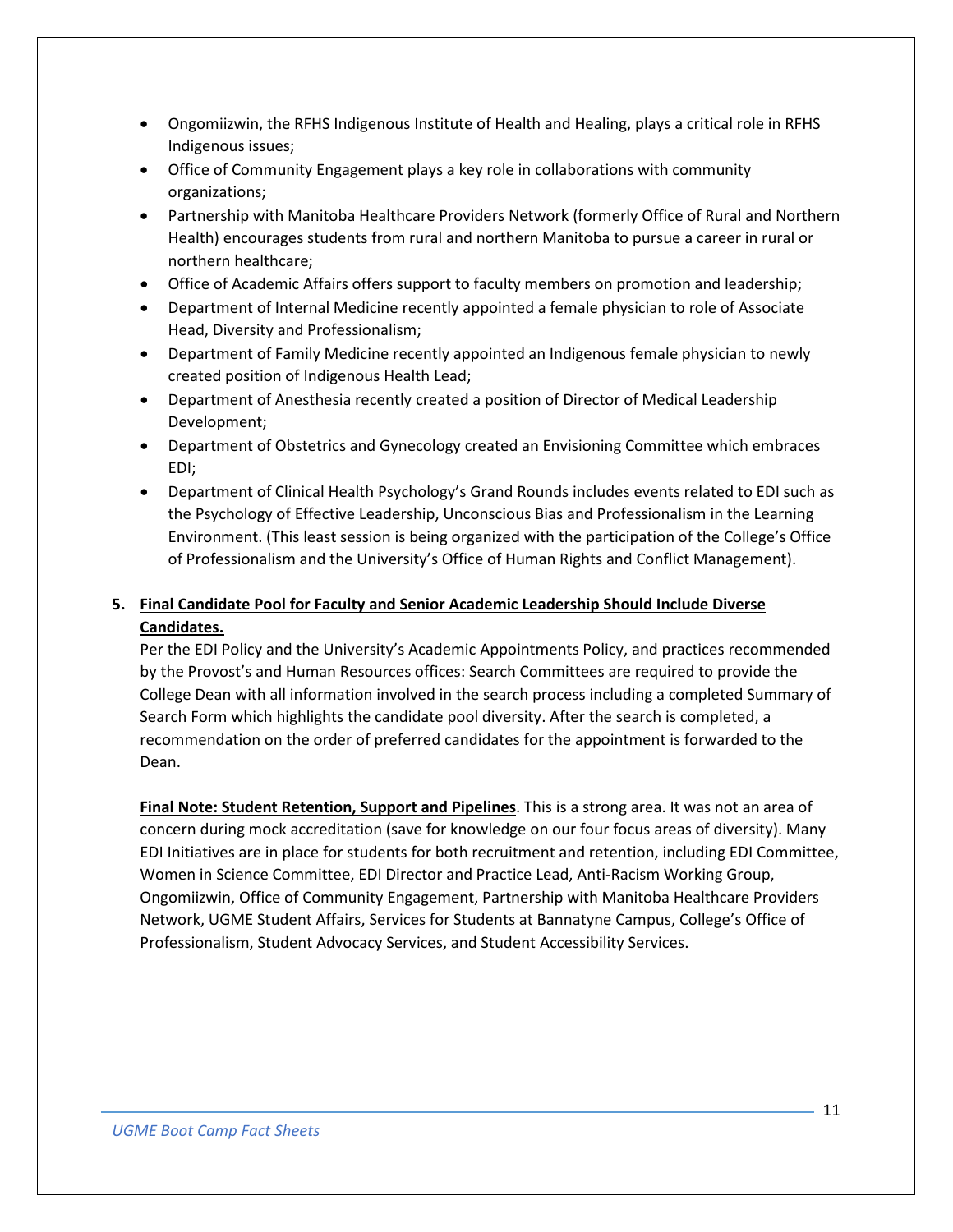- Ongomiizwin, the RFHS Indigenous Institute of Health and Healing, plays a critical role in RFHS Indigenous issues;
- Office of Community Engagement plays a key role in collaborations with community organizations;
- Partnership with Manitoba Healthcare Providers Network (formerly Office of Rural and Northern Health) encourages students from rural and northern Manitoba to pursue a career in rural or northern healthcare;
- Office of Academic Affairs offers support to faculty members on promotion and leadership;
- Department of Internal Medicine recently appointed a female physician to role of Associate Head, Diversity and Professionalism;
- Department of Family Medicine recently appointed an Indigenous female physician to newly created position of Indigenous Health Lead;
- Department of Anesthesia recently created a position of Director of Medical Leadership Development;
- Department of Obstetrics and Gynecology created an Envisioning Committee which embraces EDI;
- Department of Clinical Health Psychology's Grand Rounds includes events related to EDI such as the Psychology of Effective Leadership, Unconscious Bias and Professionalism in the Learning Environment. (This least session is being organized with the participation of the College's Office of Professionalism and the University's Office of Human Rights and Conflict Management).

5. **<u>Final Candidate Pool for Faculty and Senior Academic Leadership Should Include Diverse Candidates.</u>**

   Per the EDI Policy and the University's Academic Appointments Policy, and practices recommended by the Provost's and Human Resources offices: Search Committees are required to provide the College Dean with all information involved in the search process including a completed Summary of Search Form which highlights the candidate pool diversity. After the search is completed, a recommendation on the order of preferred candidates for the appointment is forwarded to the Dean.

   **<u>Final Note: Student Retention, Support and Pipelines</u>**. This is a strong area. It was not an area of concern during mock accreditation (save for knowledge on our four focus areas of diversity). Many EDI Initiatives are in place for students for both recruitment and retention, including EDI Committee, Women in Science Committee, EDI Director and Practice Lead, Anti-Racism Working Group, Ongomiizwin, Office of Community Engagement, Partnership with Manitoba Healthcare Providers Network, UGME Student Affairs, Services for Students at Bannatyne Campus, College's Office of Professionalism, Student Advocacy Services, and Student Accessibility Services.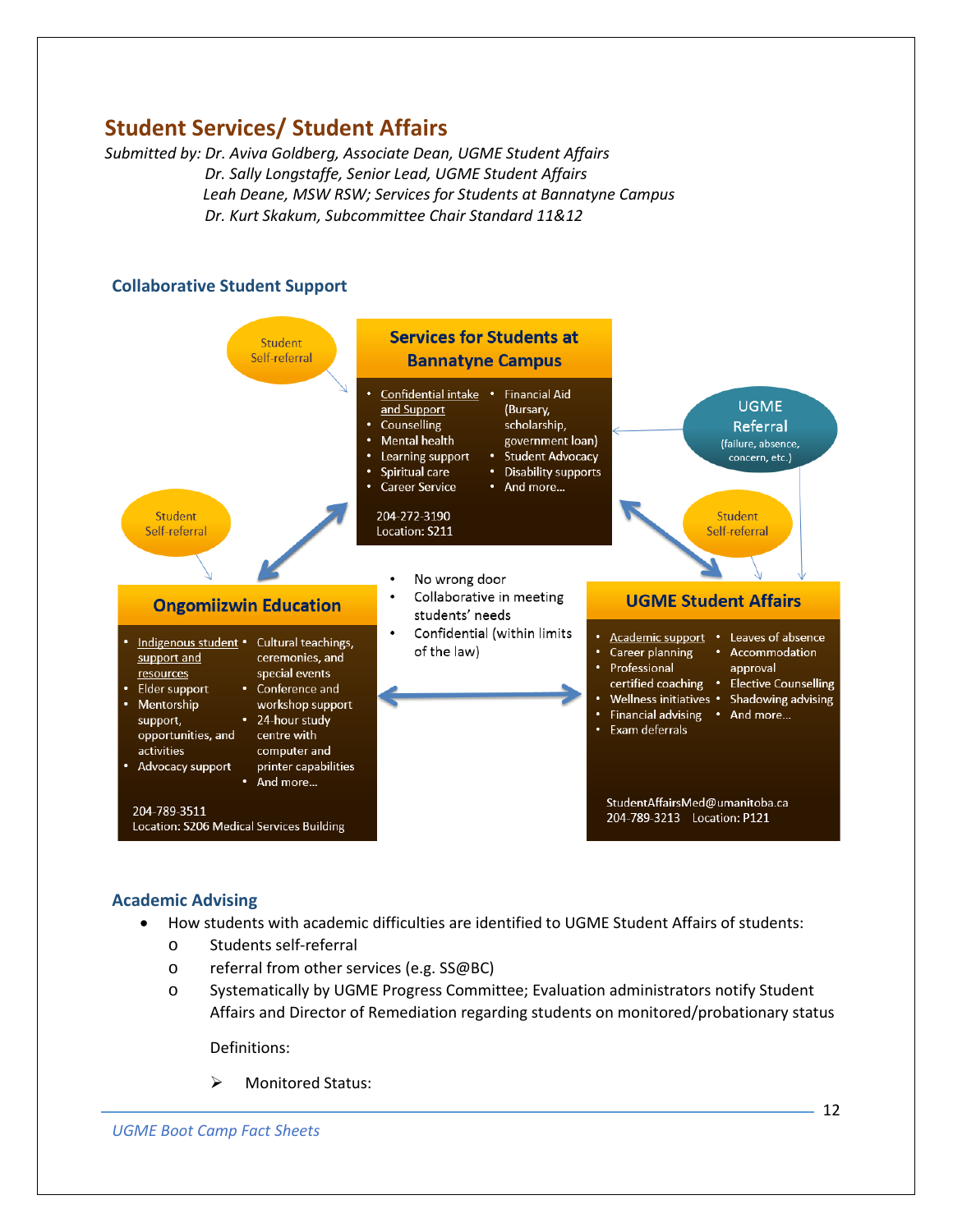## Student Services/ Student Affairs

*Submitted by: Dr. Aviva Goldberg, Associate Dean, UGME Student Affairs*
*Dr. Sally Longstaffe, Senior Lead, UGME Student Affairs*
*Leah Deane, MSW RSW; Services for Students at Bannatyne Campus*
*Dr. Kurt Skakum, Subcommittee Chair Standard 11&12*

### Collaborative Student Support

Student Self-referral

**Services for Students at Bannatyne Campus**

- Confidential intake and Support
- Counselling
- Mental health
- Learning support
- Spiritual care
- Career Service
- Financial Aid (Bursary, scholarship, government loan)
- Student Advocacy
- Disability supports
- And more…

204-272-3190
Location: S211

UGME Referral (failure, absence, concern, etc.)

Student Self-referral

**Ongomiizwin Education**

- Indigenous student support and resources
- Elder support
- Mentorship support, opportunities, and activities
- Advocacy support
- Cultural teachings, ceremonies, and special events
- Conference and workshop support
- 24-hour study centre with computer and printer capabilities
- And more…

204-789-3511
Location: S206 Medical Services Building

- No wrong door
- Collaborative in meeting students' needs
- Confidential (within limits of the law)

Student Self-referral

**UGME Student Affairs**

- Academic support
- Career planning
- Professional certified coaching
- Wellness initiatives
- Financial advising
- Exam deferrals
- Leaves of absence
- Accommodation approval
- Elective Counselling
- Shadowing advising
- And more…

StudentAffairsMed@umanitoba.ca
204-789-3213 Location: P121

### Academic Advising

- How students with academic difficulties are identified to UGME Student Affairs of students:
  - Students self-referral
  - referral from other services (e.g. SS@BC)
  - Systematically by UGME Progress Committee; Evaluation administrators notify Student Affairs and Director of Remediation regarding students on monitored/probationary status

  Definitions:

  - Monitored Status: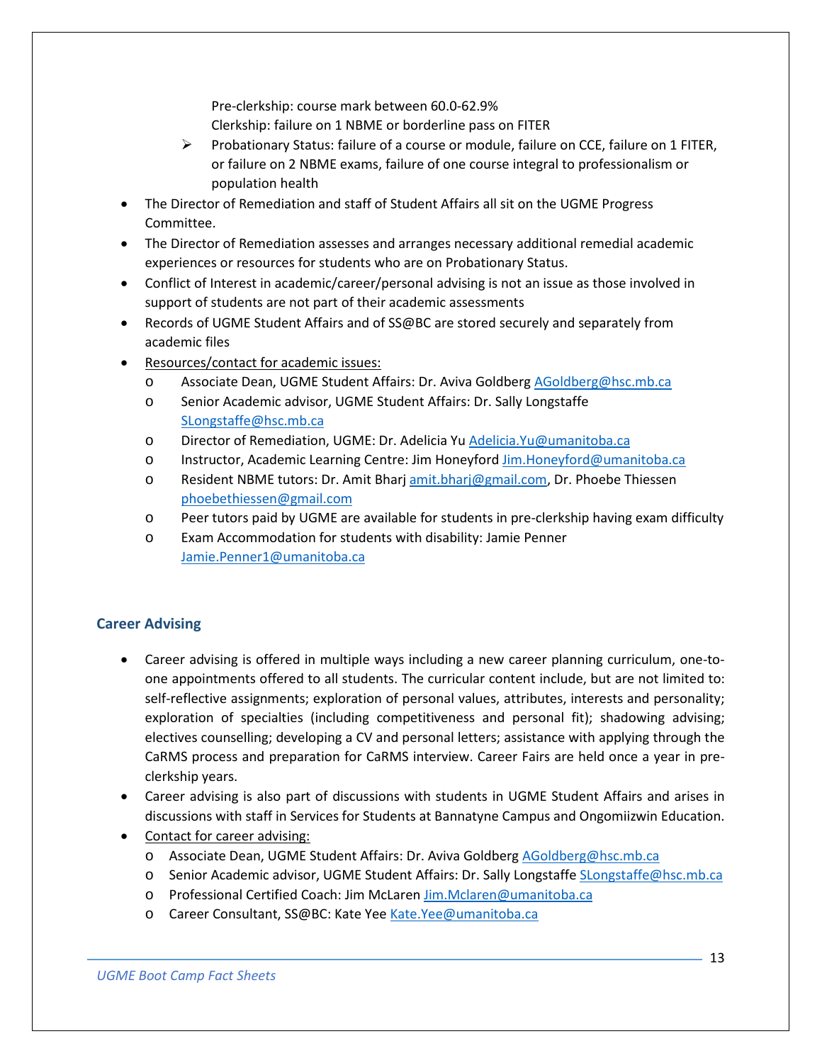Pre-clerkship: course mark between 60.0-62.9%
Clerkship: failure on 1 NBME or borderline pass on FITER

   - Probationary Status: failure of a course or module, failure on CCE, failure on 1 FITER, or failure on 2 NBME exams, failure of one course integral to professionalism or population health

- The Director of Remediation and staff of Student Affairs all sit on the UGME Progress Committee.
- The Director of Remediation assesses and arranges necessary additional remedial academic experiences or resources for students who are on Probationary Status.
- Conflict of Interest in academic/career/personal advising is not an issue as those involved in support of students are not part of their academic assessments
- Records of UGME Student Affairs and of SS@BC are stored securely and separately from academic files
- Resources/contact for academic issues:
   - Associate Dean, UGME Student Affairs: Dr. Aviva Goldberg AGoldberg@hsc.mb.ca
   - Senior Academic advisor, UGME Student Affairs: Dr. Sally Longstaffe SLongstaffe@hsc.mb.ca
   - Director of Remediation, UGME: Dr. Adelicia Yu Adelicia.Yu@umanitoba.ca
   - Instructor, Academic Learning Centre: Jim Honeyford Jim.Honeyford@umanitoba.ca
   - Resident NBME tutors: Dr. Amit Bharj amit.bharj@gmail.com, Dr. Phoebe Thiessen phoebethiessen@gmail.com
   - Peer tutors paid by UGME are available for students in pre-clerkship having exam difficulty
   - Exam Accommodation for students with disability: Jamie Penner Jamie.Penner1@umanitoba.ca

## Career Advising

- Career advising is offered in multiple ways including a new career planning curriculum, one-to-one appointments offered to all students. The curricular content include, but are not limited to: self-reflective assignments; exploration of personal values, attributes, interests and personality; exploration of specialties (including competitiveness and personal fit); shadowing advising; electives counselling; developing a CV and personal letters; assistance with applying through the CaRMS process and preparation for CaRMS interview. Career Fairs are held once a year in pre-clerkship years.
- Career advising is also part of discussions with students in UGME Student Affairs and arises in discussions with staff in Services for Students at Bannatyne Campus and Ongomiizwin Education.
- Contact for career advising:
   - Associate Dean, UGME Student Affairs: Dr. Aviva Goldberg AGoldberg@hsc.mb.ca
   - Senior Academic advisor, UGME Student Affairs: Dr. Sally Longstaffe SLongstaffe@hsc.mb.ca
   - Professional Certified Coach: Jim McLaren Jim.Mclaren@umanitoba.ca
   - Career Consultant, SS@BC: Kate Yee Kate.Yee@umanitoba.ca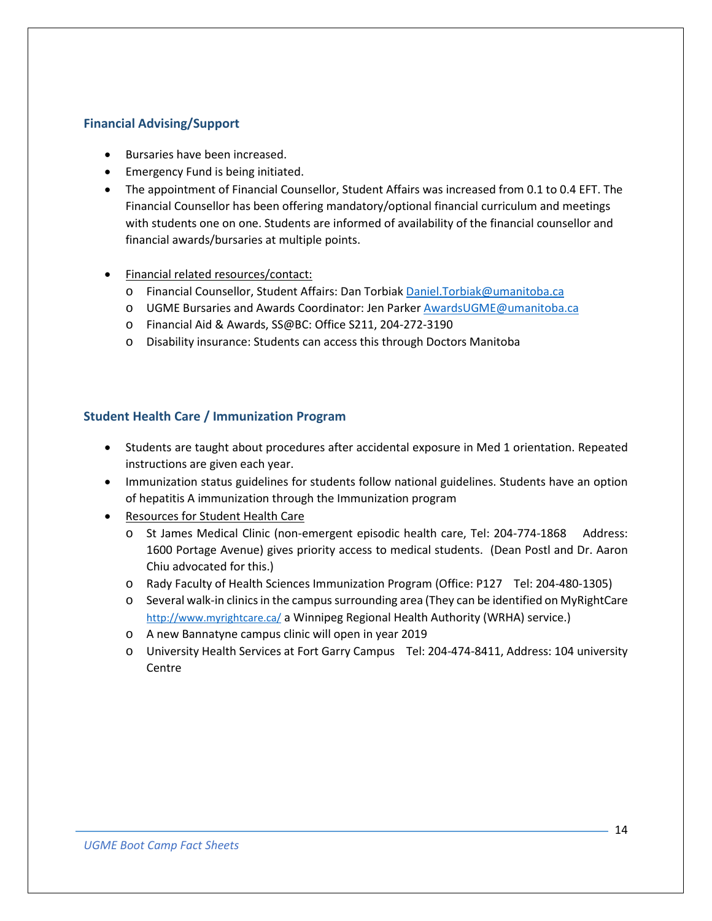## Financial Advising/Support

- Bursaries have been increased.
- Emergency Fund is being initiated.
- The appointment of Financial Counsellor, Student Affairs was increased from 0.1 to 0.4 EFT. The Financial Counsellor has been offering mandatory/optional financial curriculum and meetings with students one on one. Students are informed of availability of the financial counsellor and financial awards/bursaries at multiple points.

- Financial related resources/contact:
  - Financial Counsellor, Student Affairs: Dan Torbiak Daniel.Torbiak@umanitoba.ca
  - UGME Bursaries and Awards Coordinator: Jen Parker AwardsUGME@umanitoba.ca
  - Financial Aid & Awards, SS@BC: Office S211, 204-272-3190
  - Disability insurance: Students can access this through Doctors Manitoba

## Student Health Care / Immunization Program

- Students are taught about procedures after accidental exposure in Med 1 orientation. Repeated instructions are given each year.
- Immunization status guidelines for students follow national guidelines. Students have an option of hepatitis A immunization through the Immunization program
- Resources for Student Health Care
  - St James Medical Clinic (non-emergent episodic health care, Tel: 204-774-1868 Address: 1600 Portage Avenue) gives priority access to medical students. (Dean Postl and Dr. Aaron Chiu advocated for this.)
  - Rady Faculty of Health Sciences Immunization Program (Office: P127 Tel: 204-480-1305)
  - Several walk-in clinics in the campus surrounding area (They can be identified on MyRightCare http://www.myrightcare.ca/ a Winnipeg Regional Health Authority (WRHA) service.)
  - A new Bannatyne campus clinic will open in year 2019
  - University Health Services at Fort Garry Campus Tel: 204-474-8411, Address: 104 university Centre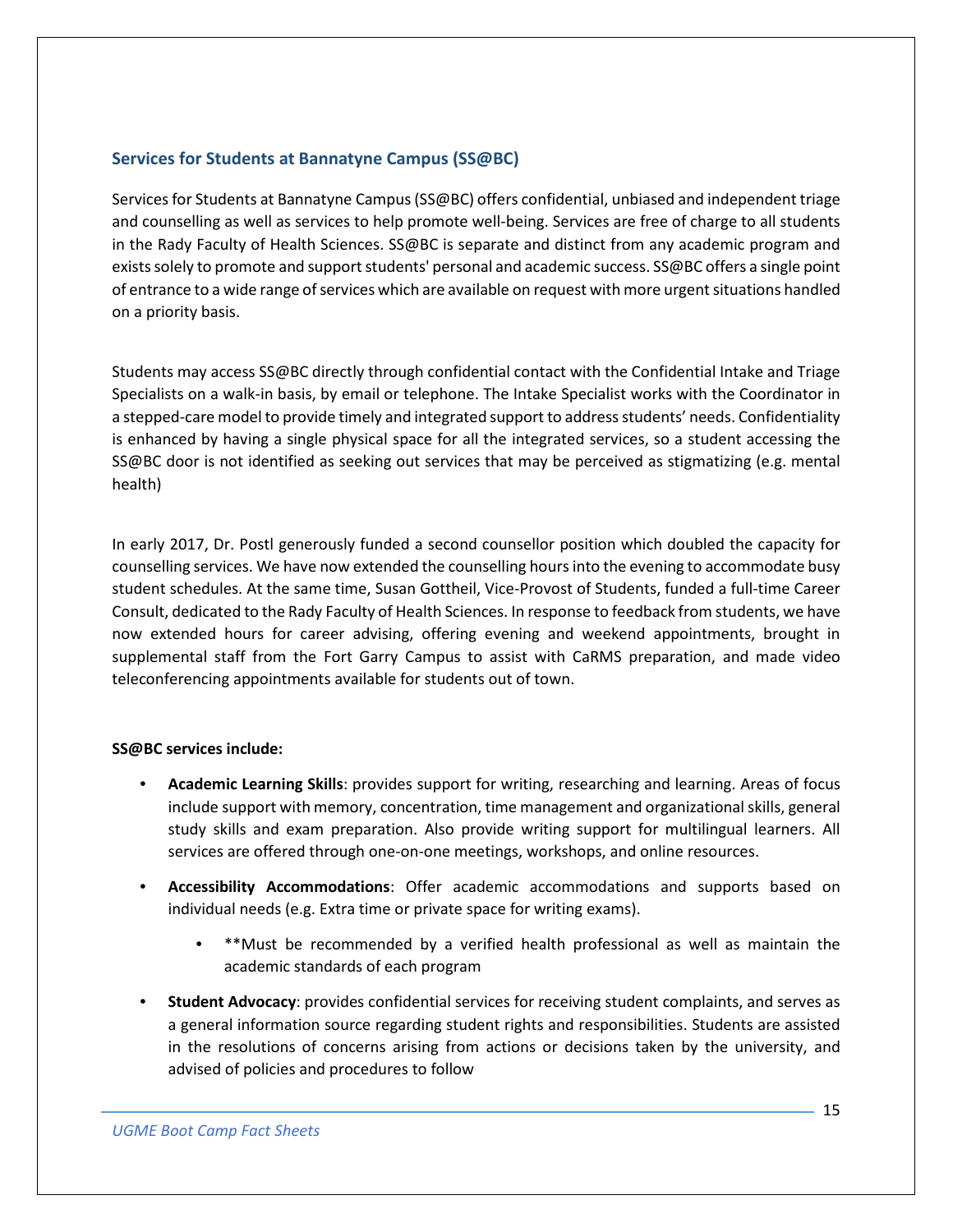## Services for Students at Bannatyne Campus (SS@BC)

Services for Students at Bannatyne Campus (SS@BC) offers confidential, unbiased and independent triage and counselling as well as services to help promote well-being. Services are free of charge to all students in the Rady Faculty of Health Sciences. SS@BC is separate and distinct from any academic program and exists solely to promote and support students' personal and academic success. SS@BC offers a single point of entrance to a wide range of services which are available on request with more urgent situations handled on a priority basis.

Students may access SS@BC directly through confidential contact with the Confidential Intake and Triage Specialists on a walk-in basis, by email or telephone. The Intake Specialist works with the Coordinator in a stepped-care model to provide timely and integrated support to address students' needs. Confidentiality is enhanced by having a single physical space for all the integrated services, so a student accessing the SS@BC door is not identified as seeking out services that may be perceived as stigmatizing (e.g. mental health)

In early 2017, Dr. Postl generously funded a second counsellor position which doubled the capacity for counselling services. We have now extended the counselling hours into the evening to accommodate busy student schedules. At the same time, Susan Gottheil, Vice-Provost of Students, funded a full-time Career Consult, dedicated to the Rady Faculty of Health Sciences. In response to feedback from students, we have now extended hours for career advising, offering evening and weekend appointments, brought in supplemental staff from the Fort Garry Campus to assist with CaRMS preparation, and made video teleconferencing appointments available for students out of town.

**SS@BC services include:**

- **Academic Learning Skills**: provides support for writing, researching and learning. Areas of focus include support with memory, concentration, time management and organizational skills, general study skills and exam preparation. Also provide writing support for multilingual learners. All services are offered through one-on-one meetings, workshops, and online resources.
- **Accessibility Accommodations**: Offer academic accommodations and supports based on individual needs (e.g. Extra time or private space for writing exams).
    - **Must be recommended by a verified health professional as well as maintain the academic standards of each program
- **Student Advocacy**: provides confidential services for receiving student complaints, and serves as a general information source regarding student rights and responsibilities. Students are assisted in the resolutions of concerns arising from actions or decisions taken by the university, and advised of policies and procedures to follow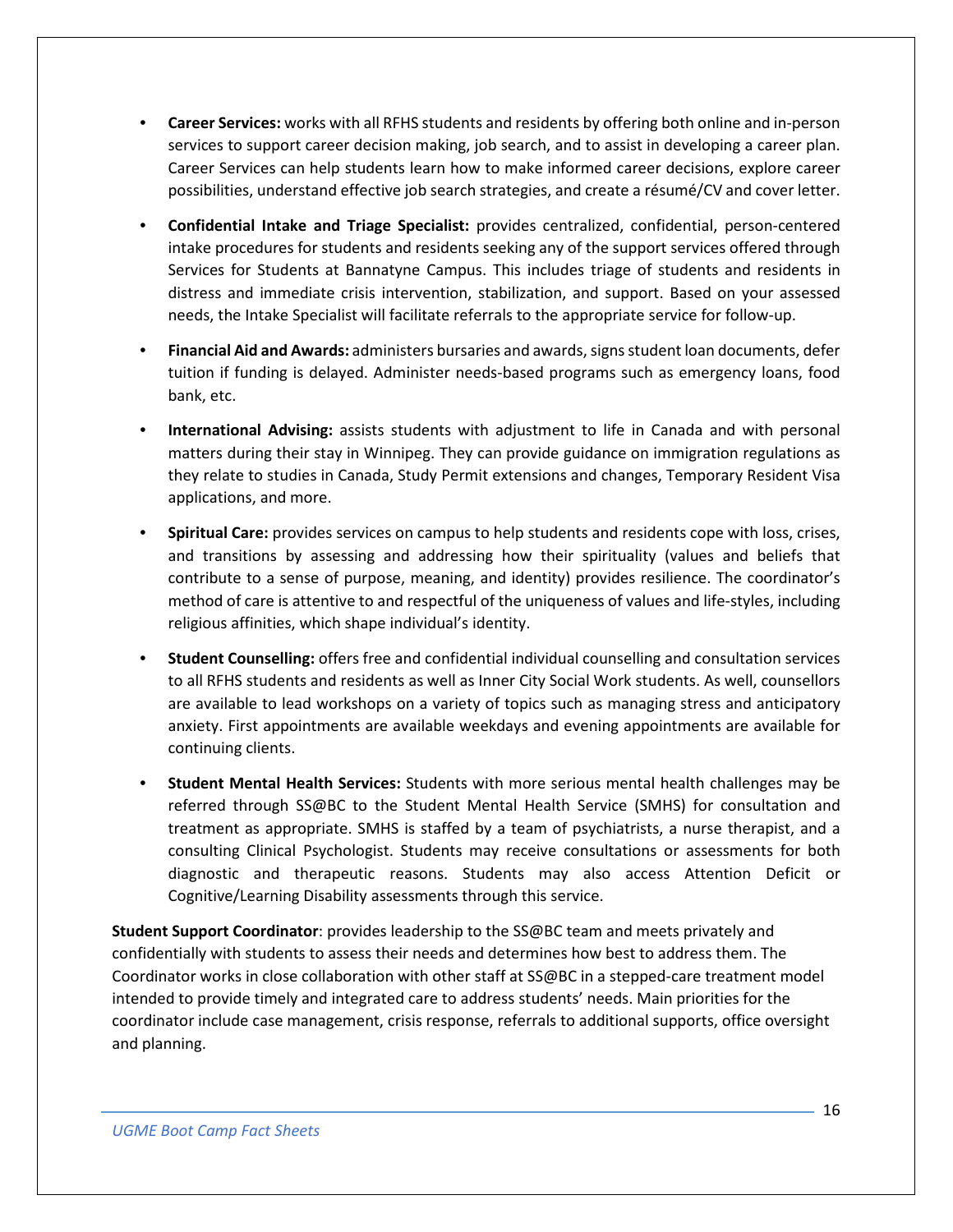- **Career Services:** works with all RFHS students and residents by offering both online and in-person services to support career decision making, job search, and to assist in developing a career plan. Career Services can help students learn how to make informed career decisions, explore career possibilities, understand effective job search strategies, and create a résumé/CV and cover letter.

- **Confidential Intake and Triage Specialist:** provides centralized, confidential, person-centered intake procedures for students and residents seeking any of the support services offered through Services for Students at Bannatyne Campus. This includes triage of students and residents in distress and immediate crisis intervention, stabilization, and support. Based on your assessed needs, the Intake Specialist will facilitate referrals to the appropriate service for follow-up.

- **Financial Aid and Awards:** administers bursaries and awards, signs student loan documents, defer tuition if funding is delayed. Administer needs-based programs such as emergency loans, food bank, etc.

- **International Advising:** assists students with adjustment to life in Canada and with personal matters during their stay in Winnipeg. They can provide guidance on immigration regulations as they relate to studies in Canada, Study Permit extensions and changes, Temporary Resident Visa applications, and more.

- **Spiritual Care:** provides services on campus to help students and residents cope with loss, crises, and transitions by assessing and addressing how their spirituality (values and beliefs that contribute to a sense of purpose, meaning, and identity) provides resilience. The coordinator's method of care is attentive to and respectful of the uniqueness of values and life-styles, including religious affinities, which shape individual's identity.

- **Student Counselling:** offers free and confidential individual counselling and consultation services to all RFHS students and residents as well as Inner City Social Work students. As well, counsellors are available to lead workshops on a variety of topics such as managing stress and anticipatory anxiety. First appointments are available weekdays and evening appointments are available for continuing clients.

- **Student Mental Health Services:** Students with more serious mental health challenges may be referred through SS@BC to the Student Mental Health Service (SMHS) for consultation and treatment as appropriate. SMHS is staffed by a team of psychiatrists, a nurse therapist, and a consulting Clinical Psychologist. Students may receive consultations or assessments for both diagnostic and therapeutic reasons. Students may also access Attention Deficit or Cognitive/Learning Disability assessments through this service.

**Student Support Coordinator**: provides leadership to the SS@BC team and meets privately and confidentially with students to assess their needs and determines how best to address them. The Coordinator works in close collaboration with other staff at SS@BC in a stepped-care treatment model intended to provide timely and integrated care to address students' needs. Main priorities for the coordinator include case management, crisis response, referrals to additional supports, office oversight and planning.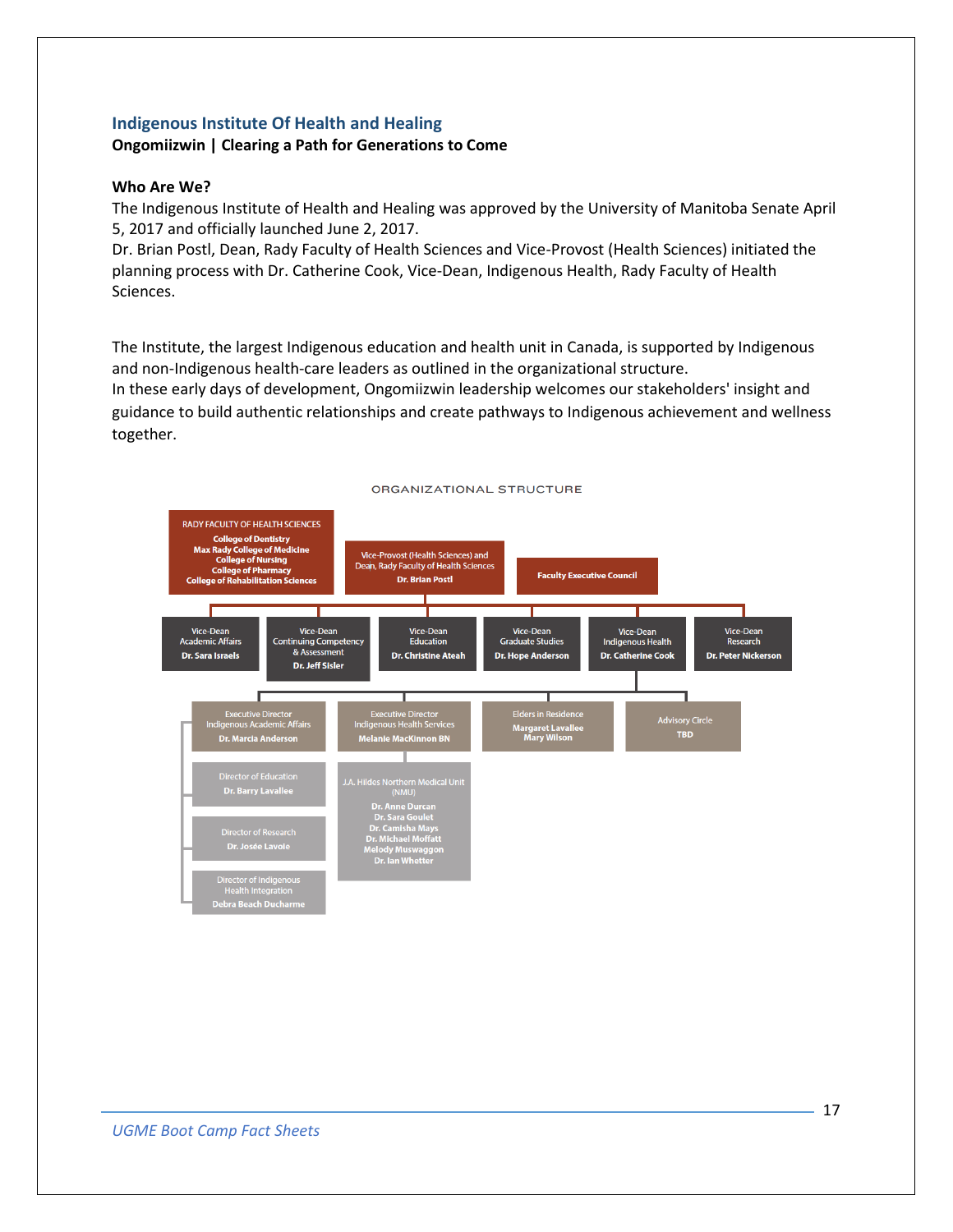## Indigenous Institute Of Health and Healing

**Ongomiizwin | Clearing a Path for Generations to Come**

### Who Are We?

The Indigenous Institute of Health and Healing was approved by the University of Manitoba Senate April 5, 2017 and officially launched June 2, 2017.

Dr. Brian Postl, Dean, Rady Faculty of Health Sciences and Vice-Provost (Health Sciences) initiated the planning process with Dr. Catherine Cook, Vice-Dean, Indigenous Health, Rady Faculty of Health Sciences.

The Institute, the largest Indigenous education and health unit in Canada, is supported by Indigenous and non-Indigenous health-care leaders as outlined in the organizational structure.

In these early days of development, Ongomiizwin leadership welcomes our stakeholders' insight and guidance to build authentic relationships and create pathways to Indigenous achievement and wellness together.

ORGANIZATIONAL STRUCTURE

RADY FACULTY OF HEALTH SCIENCES
- **College of Dentistry**
- **Max Rady College of Medicine**
- **College of Nursing**
- **College of Pharmacy**
- **College of Rehabilitation Sciences**

Vice-Provost (Health Sciences) and Dean, Rady Faculty of Health Sciences
**Dr. Brian Postl**

**Faculty Executive Council**

- Vice-Dean Academic Affairs — **Dr. Sara Israels**
- Vice-Dean Continuing Competency & Assessment — **Dr. Jeff Sisler**
- Vice-Dean Education — **Dr. Christine Ateah**
- Vice-Dean Graduate Studies — **Dr. Hope Anderson**
- Vice-Dean Indigenous Health — **Dr. Catherine Cook**
- Vice-Dean Research — **Dr. Peter Nickerson**

Reporting to Vice-Dean Indigenous Health:

- Executive Director Indigenous Academic Affairs — **Dr. Marcia Anderson**
  - Director of Education — **Dr. Barry Lavallee**
  - Director of Research — **Dr. Josée Lavoie**
  - Director of Indigenous Health Integration — **Debra Beach Ducharme**
- Executive Director Indigenous Health Services — **Melanie MacKinnon BN**
  - J.A. Hildes Northern Medical Unit (NMU) — **Dr. Anne Durcan, Dr. Sara Goulet, Dr. Camisha Mays, Dr. Michael Moffatt, Melody Muswaggon, Dr. Ian Whetter**
- Elders in Residence — **Margaret Lavallee, Mary Wilson**
- Advisory Circle — **TBD**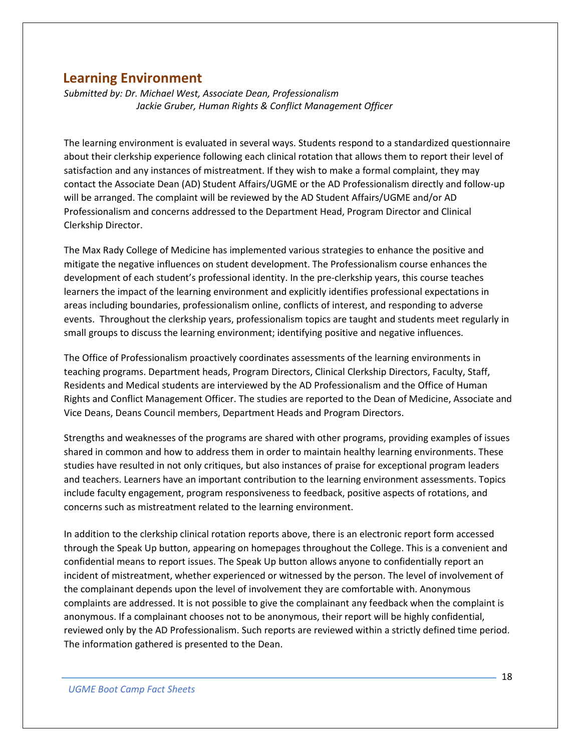## Learning Environment

*Submitted by: Dr. Michael West, Associate Dean, Professionalism*
*Jackie Gruber, Human Rights & Conflict Management Officer*

The learning environment is evaluated in several ways. Students respond to a standardized questionnaire about their clerkship experience following each clinical rotation that allows them to report their level of satisfaction and any instances of mistreatment. If they wish to make a formal complaint, they may contact the Associate Dean (AD) Student Affairs/UGME or the AD Professionalism directly and follow-up will be arranged. The complaint will be reviewed by the AD Student Affairs/UGME and/or AD Professionalism and concerns addressed to the Department Head, Program Director and Clinical Clerkship Director.

The Max Rady College of Medicine has implemented various strategies to enhance the positive and mitigate the negative influences on student development. The Professionalism course enhances the development of each student's professional identity. In the pre-clerkship years, this course teaches learners the impact of the learning environment and explicitly identifies professional expectations in areas including boundaries, professionalism online, conflicts of interest, and responding to adverse events. Throughout the clerkship years, professionalism topics are taught and students meet regularly in small groups to discuss the learning environment; identifying positive and negative influences.

The Office of Professionalism proactively coordinates assessments of the learning environments in teaching programs. Department heads, Program Directors, Clinical Clerkship Directors, Faculty, Staff, Residents and Medical students are interviewed by the AD Professionalism and the Office of Human Rights and Conflict Management Officer. The studies are reported to the Dean of Medicine, Associate and Vice Deans, Deans Council members, Department Heads and Program Directors.

Strengths and weaknesses of the programs are shared with other programs, providing examples of issues shared in common and how to address them in order to maintain healthy learning environments. These studies have resulted in not only critiques, but also instances of praise for exceptional program leaders and teachers. Learners have an important contribution to the learning environment assessments. Topics include faculty engagement, program responsiveness to feedback, positive aspects of rotations, and concerns such as mistreatment related to the learning environment.

In addition to the clerkship clinical rotation reports above, there is an electronic report form accessed through the Speak Up button, appearing on homepages throughout the College. This is a convenient and confidential means to report issues. The Speak Up button allows anyone to confidentially report an incident of mistreatment, whether experienced or witnessed by the person. The level of involvement of the complainant depends upon the level of involvement they are comfortable with. Anonymous complaints are addressed. It is not possible to give the complainant any feedback when the complaint is anonymous. If a complainant chooses not to be anonymous, their report will be highly confidential, reviewed only by the AD Professionalism. Such reports are reviewed within a strictly defined time period. The information gathered is presented to the Dean.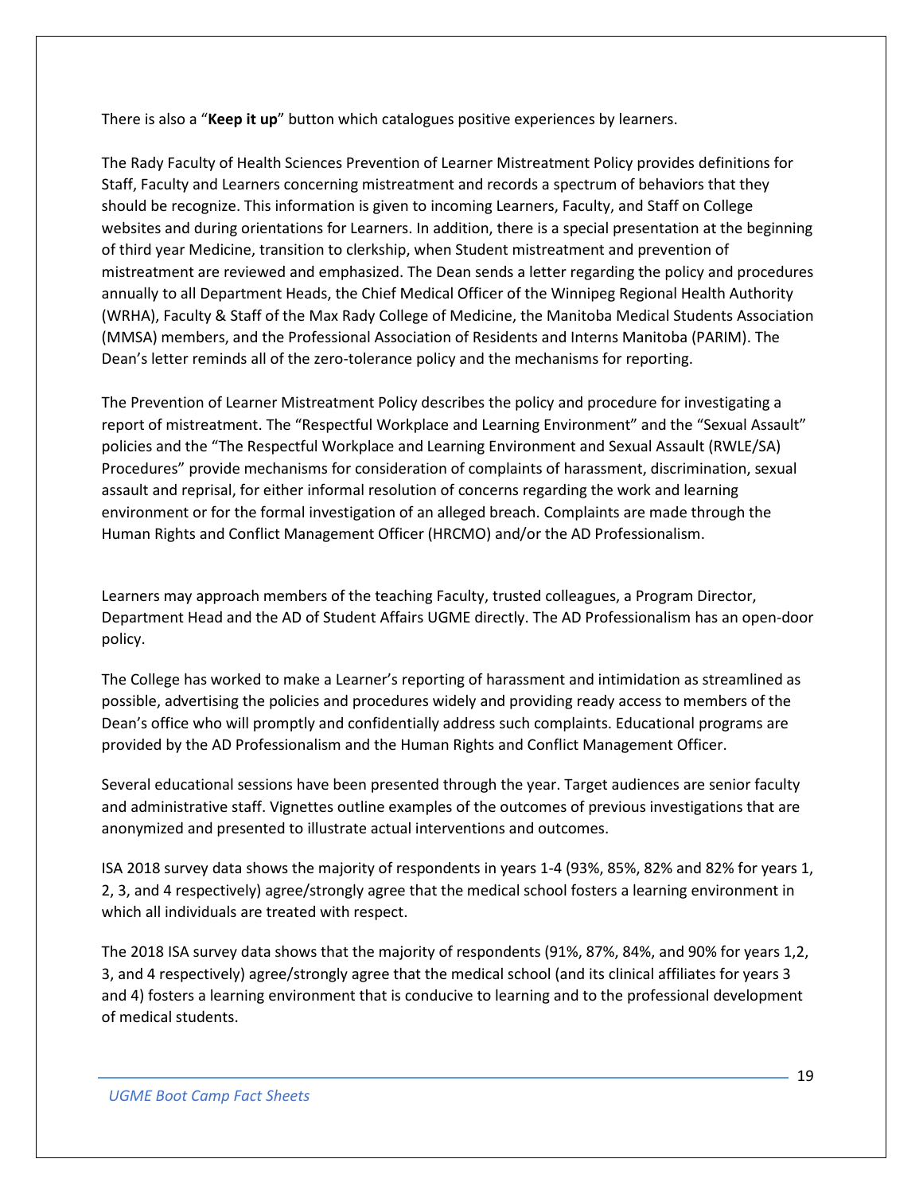There is also a "**Keep it up**" button which catalogues positive experiences by learners.

The Rady Faculty of Health Sciences Prevention of Learner Mistreatment Policy provides definitions for Staff, Faculty and Learners concerning mistreatment and records a spectrum of behaviors that they should be recognize. This information is given to incoming Learners, Faculty, and Staff on College websites and during orientations for Learners. In addition, there is a special presentation at the beginning of third year Medicine, transition to clerkship, when Student mistreatment and prevention of mistreatment are reviewed and emphasized. The Dean sends a letter regarding the policy and procedures annually to all Department Heads, the Chief Medical Officer of the Winnipeg Regional Health Authority (WRHA), Faculty & Staff of the Max Rady College of Medicine, the Manitoba Medical Students Association (MMSA) members, and the Professional Association of Residents and Interns Manitoba (PARIM). The Dean's letter reminds all of the zero-tolerance policy and the mechanisms for reporting.

The Prevention of Learner Mistreatment Policy describes the policy and procedure for investigating a report of mistreatment. The "Respectful Workplace and Learning Environment" and the "Sexual Assault" policies and the "The Respectful Workplace and Learning Environment and Sexual Assault (RWLE/SA) Procedures" provide mechanisms for consideration of complaints of harassment, discrimination, sexual assault and reprisal, for either informal resolution of concerns regarding the work and learning environment or for the formal investigation of an alleged breach. Complaints are made through the Human Rights and Conflict Management Officer (HRCMO) and/or the AD Professionalism.

Learners may approach members of the teaching Faculty, trusted colleagues, a Program Director, Department Head and the AD of Student Affairs UGME directly. The AD Professionalism has an open-door policy.

The College has worked to make a Learner's reporting of harassment and intimidation as streamlined as possible, advertising the policies and procedures widely and providing ready access to members of the Dean's office who will promptly and confidentially address such complaints. Educational programs are provided by the AD Professionalism and the Human Rights and Conflict Management Officer.

Several educational sessions have been presented through the year. Target audiences are senior faculty and administrative staff. Vignettes outline examples of the outcomes of previous investigations that are anonymized and presented to illustrate actual interventions and outcomes.

ISA 2018 survey data shows the majority of respondents in years 1-4 (93%, 85%, 82% and 82% for years 1, 2, 3, and 4 respectively) agree/strongly agree that the medical school fosters a learning environment in which all individuals are treated with respect.

The 2018 ISA survey data shows that the majority of respondents (91%, 87%, 84%, and 90% for years 1,2, 3, and 4 respectively) agree/strongly agree that the medical school (and its clinical affiliates for years 3 and 4) fosters a learning environment that is conducive to learning and to the professional development of medical students.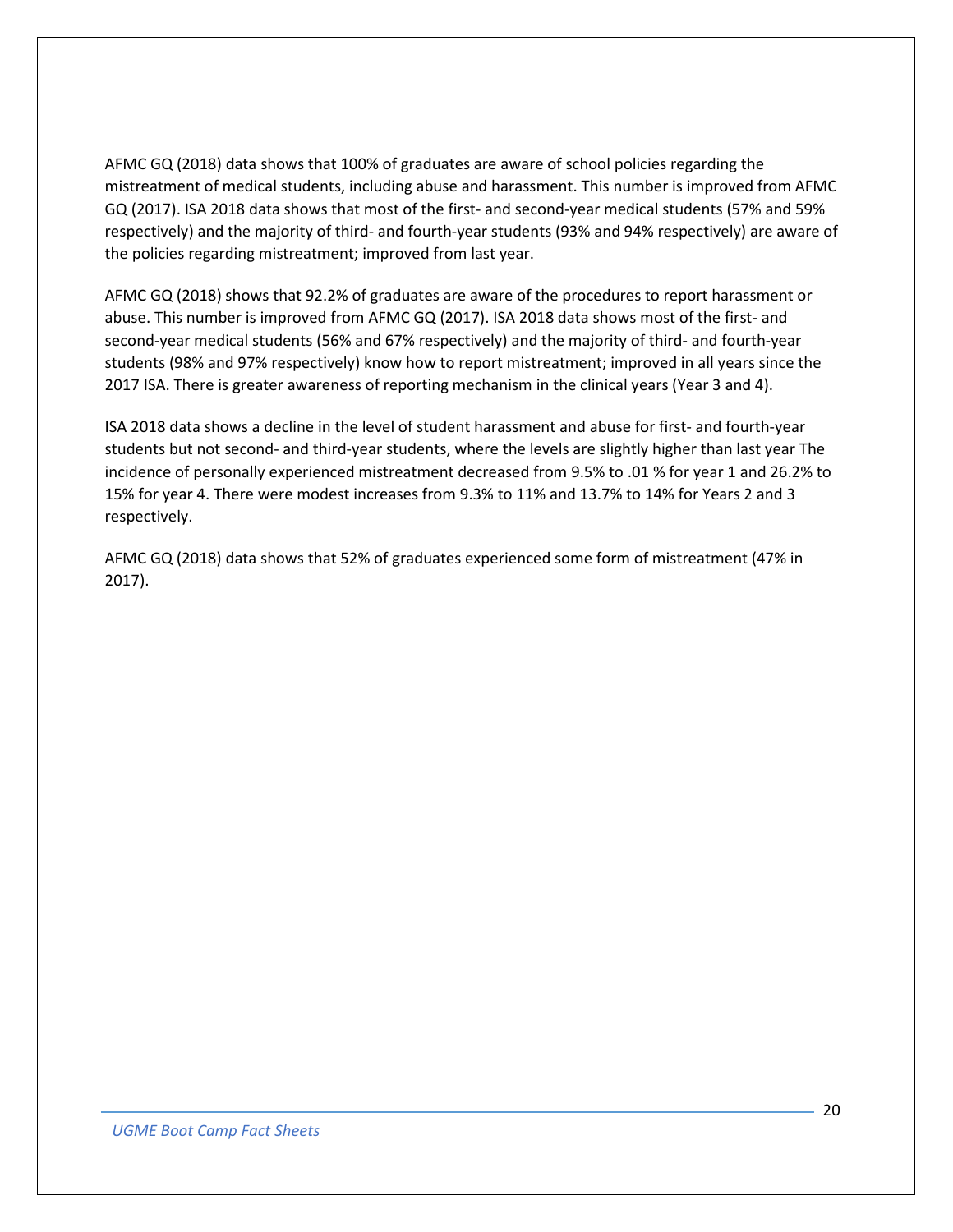AFMC GQ (2018) data shows that 100% of graduates are aware of school policies regarding the mistreatment of medical students, including abuse and harassment. This number is improved from AFMC GQ (2017). ISA 2018 data shows that most of the first- and second-year medical students (57% and 59% respectively) and the majority of third- and fourth-year students (93% and 94% respectively) are aware of the policies regarding mistreatment; improved from last year.

AFMC GQ (2018) shows that 92.2% of graduates are aware of the procedures to report harassment or abuse. This number is improved from AFMC GQ (2017). ISA 2018 data shows most of the first- and second-year medical students (56% and 67% respectively) and the majority of third- and fourth-year students (98% and 97% respectively) know how to report mistreatment; improved in all years since the 2017 ISA. There is greater awareness of reporting mechanism in the clinical years (Year 3 and 4).

ISA 2018 data shows a decline in the level of student harassment and abuse for first- and fourth-year students but not second- and third-year students, where the levels are slightly higher than last year The incidence of personally experienced mistreatment decreased from 9.5% to .01 % for year 1 and 26.2% to 15% for year 4. There were modest increases from 9.3% to 11% and 13.7% to 14% for Years 2 and 3 respectively.

AFMC GQ (2018) data shows that 52% of graduates experienced some form of mistreatment (47% in 2017).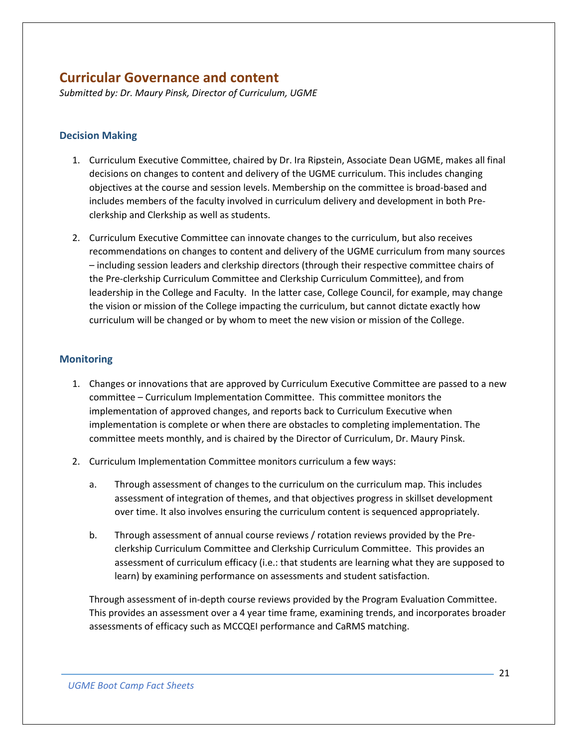## Curricular Governance and content

*Submitted by: Dr. Maury Pinsk, Director of Curriculum, UGME*

### Decision Making

1. Curriculum Executive Committee, chaired by Dr. Ira Ripstein, Associate Dean UGME, makes all final decisions on changes to content and delivery of the UGME curriculum. This includes changing objectives at the course and session levels. Membership on the committee is broad-based and includes members of the faculty involved in curriculum delivery and development in both Pre-clerkship and Clerkship as well as students.

2. Curriculum Executive Committee can innovate changes to the curriculum, but also receives recommendations on changes to content and delivery of the UGME curriculum from many sources – including session leaders and clerkship directors (through their respective committee chairs of the Pre-clerkship Curriculum Committee and Clerkship Curriculum Committee), and from leadership in the College and Faculty. In the latter case, College Council, for example, may change the vision or mission of the College impacting the curriculum, but cannot dictate exactly how curriculum will be changed or by whom to meet the new vision or mission of the College.

### Monitoring

1. Changes or innovations that are approved by Curriculum Executive Committee are passed to a new committee – Curriculum Implementation Committee. This committee monitors the implementation of approved changes, and reports back to Curriculum Executive when implementation is complete or when there are obstacles to completing implementation. The committee meets monthly, and is chaired by the Director of Curriculum, Dr. Maury Pinsk.

2. Curriculum Implementation Committee monitors curriculum a few ways:

   a. Through assessment of changes to the curriculum on the curriculum map. This includes assessment of integration of themes, and that objectives progress in skillset development over time. It also involves ensuring the curriculum content is sequenced appropriately.

   b. Through assessment of annual course reviews / rotation reviews provided by the Pre-clerkship Curriculum Committee and Clerkship Curriculum Committee. This provides an assessment of curriculum efficacy (i.e.: that students are learning what they are supposed to learn) by examining performance on assessments and student satisfaction.

   Through assessment of in-depth course reviews provided by the Program Evaluation Committee. This provides an assessment over a 4 year time frame, examining trends, and incorporates broader assessments of efficacy such as MCCQEI performance and CaRMS matching.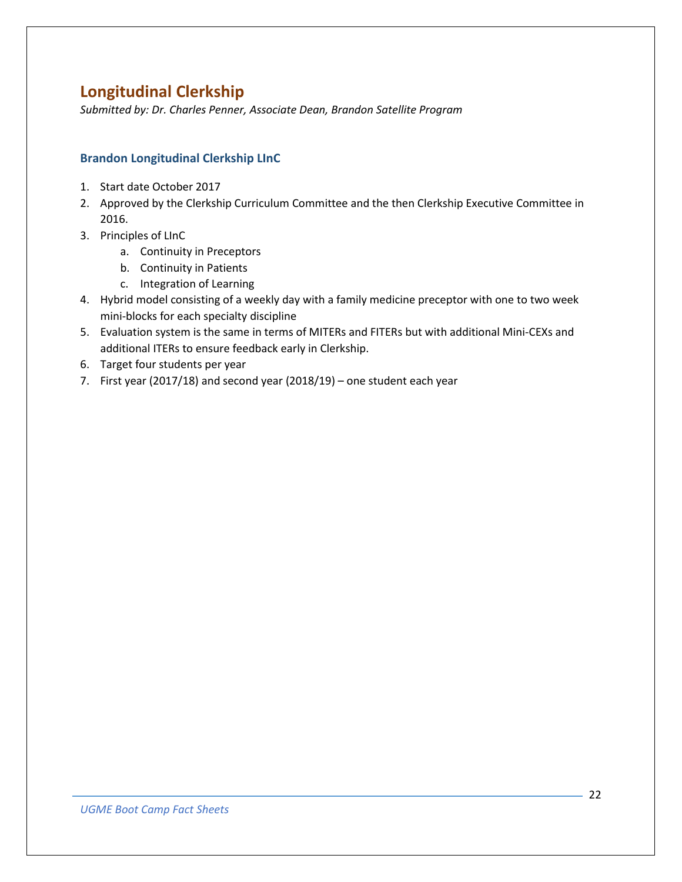# Longitudinal Clerkship

*Submitted by: Dr. Charles Penner, Associate Dean, Brandon Satellite Program*

### Brandon Longitudinal Clerkship LInC

1. Start date October 2017
2. Approved by the Clerkship Curriculum Committee and the then Clerkship Executive Committee in 2016.
3. Principles of LInC
   a. Continuity in Preceptors
   b. Continuity in Patients
   c. Integration of Learning
4. Hybrid model consisting of a weekly day with a family medicine preceptor with one to two week mini-blocks for each specialty discipline
5. Evaluation system is the same in terms of MITERs and FITERs but with additional Mini-CEXs and additional ITERs to ensure feedback early in Clerkship.
6. Target four students per year
7. First year (2017/18) and second year (2018/19) – one student each year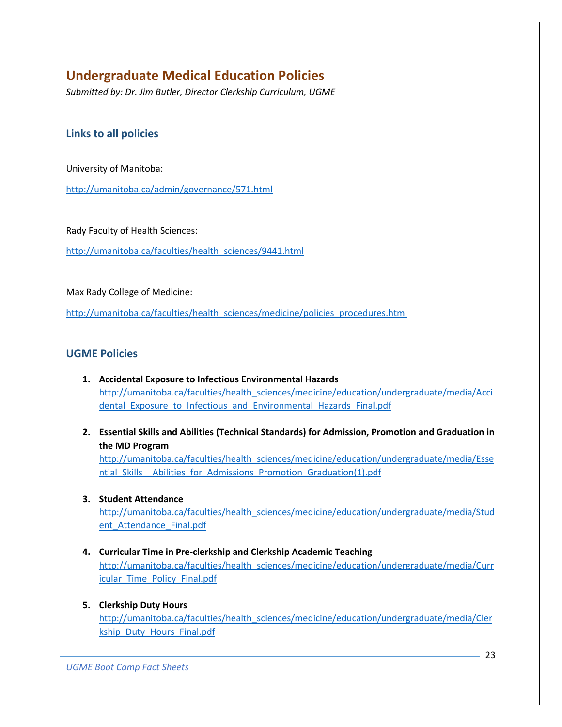## Undergraduate Medical Education Policies

*Submitted by: Dr. Jim Butler, Director Clerkship Curriculum, UGME*

### Links to all policies

University of Manitoba:

http://umanitoba.ca/admin/governance/571.html

Rady Faculty of Health Sciences:

http://umanitoba.ca/faculties/health_sciences/9441.html

Max Rady College of Medicine:

http://umanitoba.ca/faculties/health_sciences/medicine/policies_procedures.html

### UGME Policies

1. **Accidental Exposure to Infectious Environmental Hazards**
   http://umanitoba.ca/faculties/health_sciences/medicine/education/undergraduate/media/Accidental_Exposure_to_Infectious_and_Environmental_Hazards_Final.pdf

2. **Essential Skills and Abilities (Technical Standards) for Admission, Promotion and Graduation in the MD Program**
   http://umanitoba.ca/faculties/health_sciences/medicine/education/undergraduate/media/Essential_Skills__Abilities_for_Admissions_Promotion_Graduation(1).pdf

3. **Student Attendance**
   http://umanitoba.ca/faculties/health_sciences/medicine/education/undergraduate/media/Student_Attendance_Final.pdf

4. **Curricular Time in Pre-clerkship and Clerkship Academic Teaching**
   http://umanitoba.ca/faculties/health_sciences/medicine/education/undergraduate/media/Curricular_Time_Policy_Final.pdf

5. **Clerkship Duty Hours**
   http://umanitoba.ca/faculties/health_sciences/medicine/education/undergraduate/media/Clerkship_Duty_Hours_Final.pdf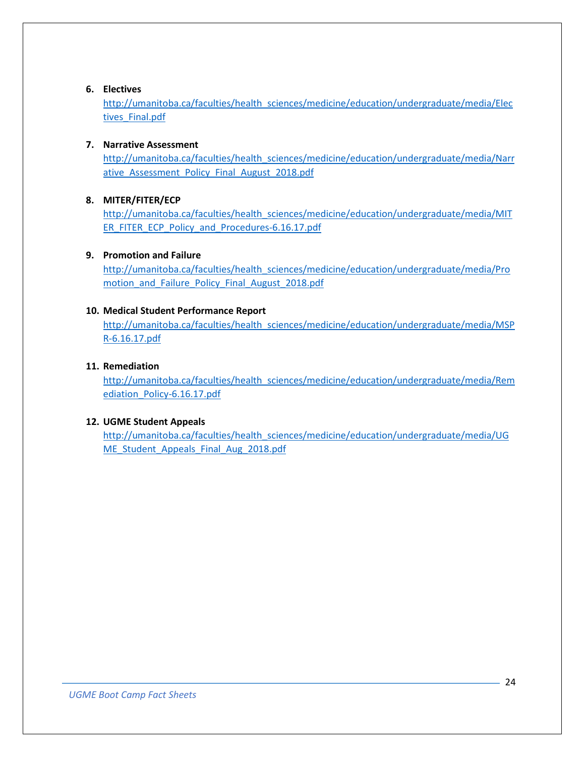6. **Electives**
   http://umanitoba.ca/faculties/health_sciences/medicine/education/undergraduate/media/Electives_Final.pdf

7. **Narrative Assessment**
   http://umanitoba.ca/faculties/health_sciences/medicine/education/undergraduate/media/Narrative_Assessment_Policy_Final_August_2018.pdf

8. **MITER/FITER/ECP**
   http://umanitoba.ca/faculties/health_sciences/medicine/education/undergraduate/media/MITER_FITER_ECP_Policy_and_Procedures-6.16.17.pdf

9. **Promotion and Failure**
   http://umanitoba.ca/faculties/health_sciences/medicine/education/undergraduate/media/Promotion_and_Failure_Policy_Final_August_2018.pdf

10. **Medical Student Performance Report**
    http://umanitoba.ca/faculties/health_sciences/medicine/education/undergraduate/media/MSPR-6.16.17.pdf

11. **Remediation**
    http://umanitoba.ca/faculties/health_sciences/medicine/education/undergraduate/media/Remediation_Policy-6.16.17.pdf

12. **UGME Student Appeals**
    http://umanitoba.ca/faculties/health_sciences/medicine/education/undergraduate/media/UGME_Student_Appeals_Final_Aug_2018.pdf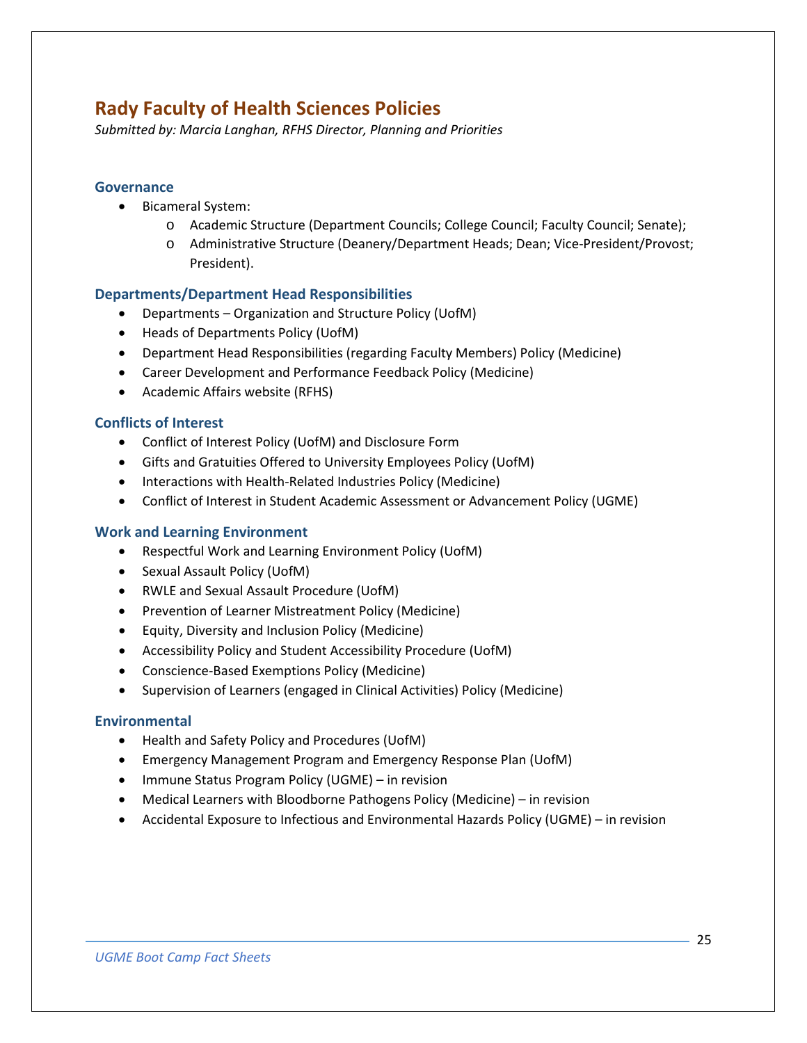# Rady Faculty of Health Sciences Policies

*Submitted by: Marcia Langhan, RFHS Director, Planning and Priorities*

## Governance

- Bicameral System:
    - Academic Structure (Department Councils; College Council; Faculty Council; Senate);
    - Administrative Structure (Deanery/Department Heads; Dean; Vice-President/Provost; President).

## Departments/Department Head Responsibilities

- Departments – Organization and Structure Policy (UofM)
- Heads of Departments Policy (UofM)
- Department Head Responsibilities (regarding Faculty Members) Policy (Medicine)
- Career Development and Performance Feedback Policy (Medicine)
- Academic Affairs website (RFHS)

## Conflicts of Interest

- Conflict of Interest Policy (UofM) and Disclosure Form
- Gifts and Gratuities Offered to University Employees Policy (UofM)
- Interactions with Health-Related Industries Policy (Medicine)
- Conflict of Interest in Student Academic Assessment or Advancement Policy (UGME)

## Work and Learning Environment

- Respectful Work and Learning Environment Policy (UofM)
- Sexual Assault Policy (UofM)
- RWLE and Sexual Assault Procedure (UofM)
- Prevention of Learner Mistreatment Policy (Medicine)
- Equity, Diversity and Inclusion Policy (Medicine)
- Accessibility Policy and Student Accessibility Procedure (UofM)
- Conscience-Based Exemptions Policy (Medicine)
- Supervision of Learners (engaged in Clinical Activities) Policy (Medicine)

## Environmental

- Health and Safety Policy and Procedures (UofM)
- Emergency Management Program and Emergency Response Plan (UofM)
- Immune Status Program Policy (UGME) – in revision
- Medical Learners with Bloodborne Pathogens Policy (Medicine) – in revision
- Accidental Exposure to Infectious and Environmental Hazards Policy (UGME) – in revision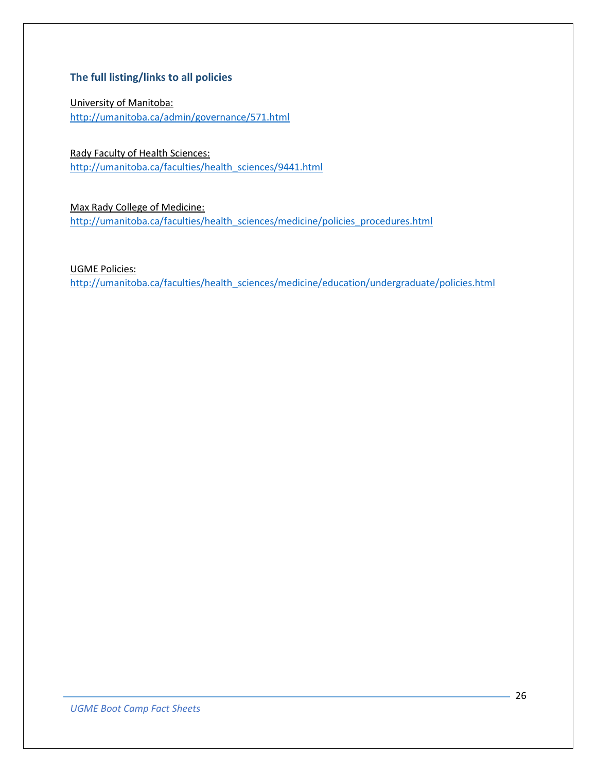### The full listing/links to all policies

University of Manitoba:
http://umanitoba.ca/admin/governance/571.html

Rady Faculty of Health Sciences:
http://umanitoba.ca/faculties/health_sciences/9441.html

Max Rady College of Medicine:
http://umanitoba.ca/faculties/health_sciences/medicine/policies_procedures.html

UGME Policies:
http://umanitoba.ca/faculties/health_sciences/medicine/education/undergraduate/policies.html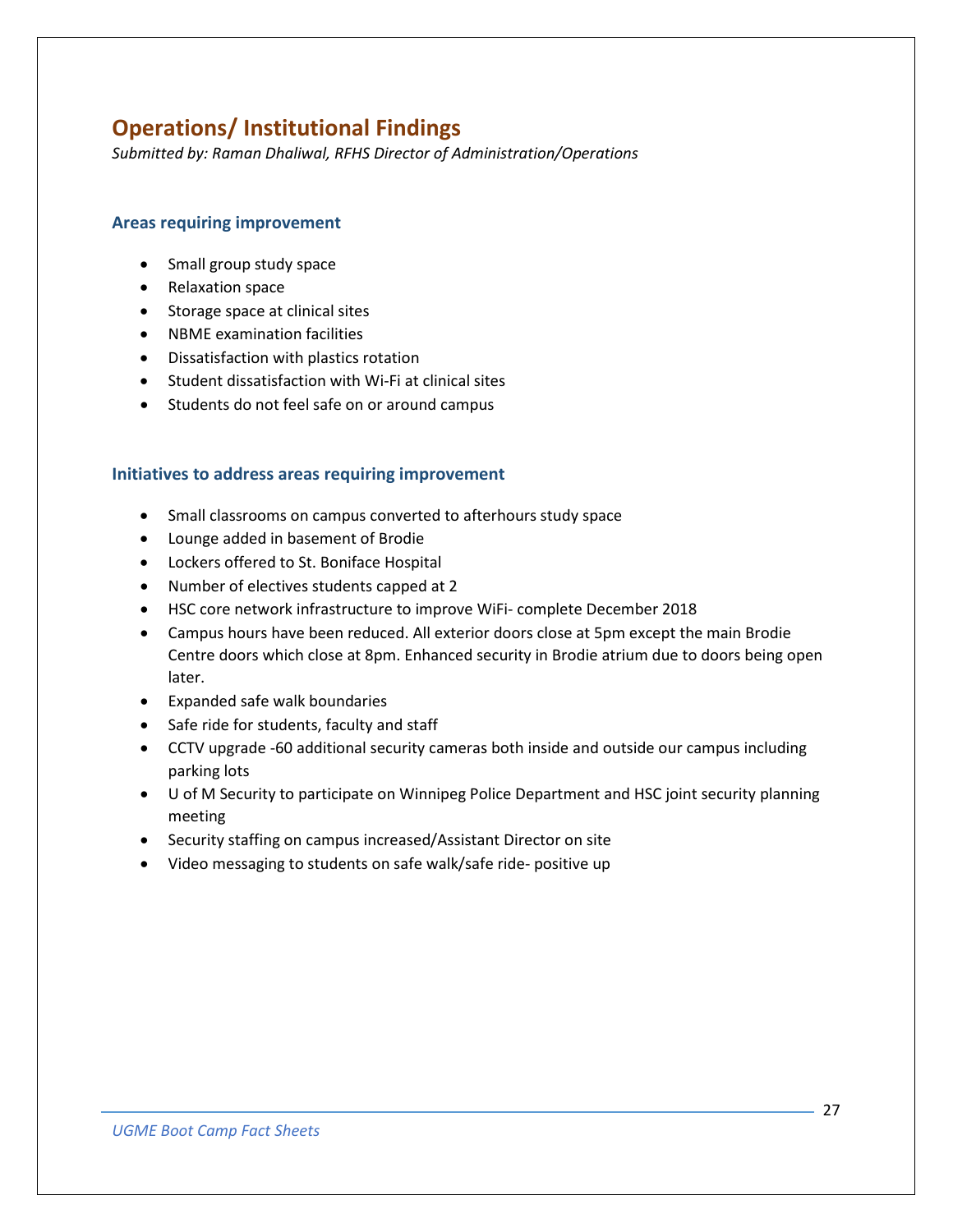# Operations/ Institutional Findings

*Submitted by: Raman Dhaliwal, RFHS Director of Administration/Operations*

### Areas requiring improvement

- Small group study space
- Relaxation space
- Storage space at clinical sites
- NBME examination facilities
- Dissatisfaction with plastics rotation
- Student dissatisfaction with Wi-Fi at clinical sites
- Students do not feel safe on or around campus

### Initiatives to address areas requiring improvement

- Small classrooms on campus converted to afterhours study space
- Lounge added in basement of Brodie
- Lockers offered to St. Boniface Hospital
- Number of electives students capped at 2
- HSC core network infrastructure to improve WiFi- complete December 2018
- Campus hours have been reduced. All exterior doors close at 5pm except the main Brodie Centre doors which close at 8pm. Enhanced security in Brodie atrium due to doors being open later.
- Expanded safe walk boundaries
- Safe ride for students, faculty and staff
- CCTV upgrade -60 additional security cameras both inside and outside our campus including parking lots
- U of M Security to participate on Winnipeg Police Department and HSC joint security planning meeting
- Security staffing on campus increased/Assistant Director on site
- Video messaging to students on safe walk/safe ride- positive up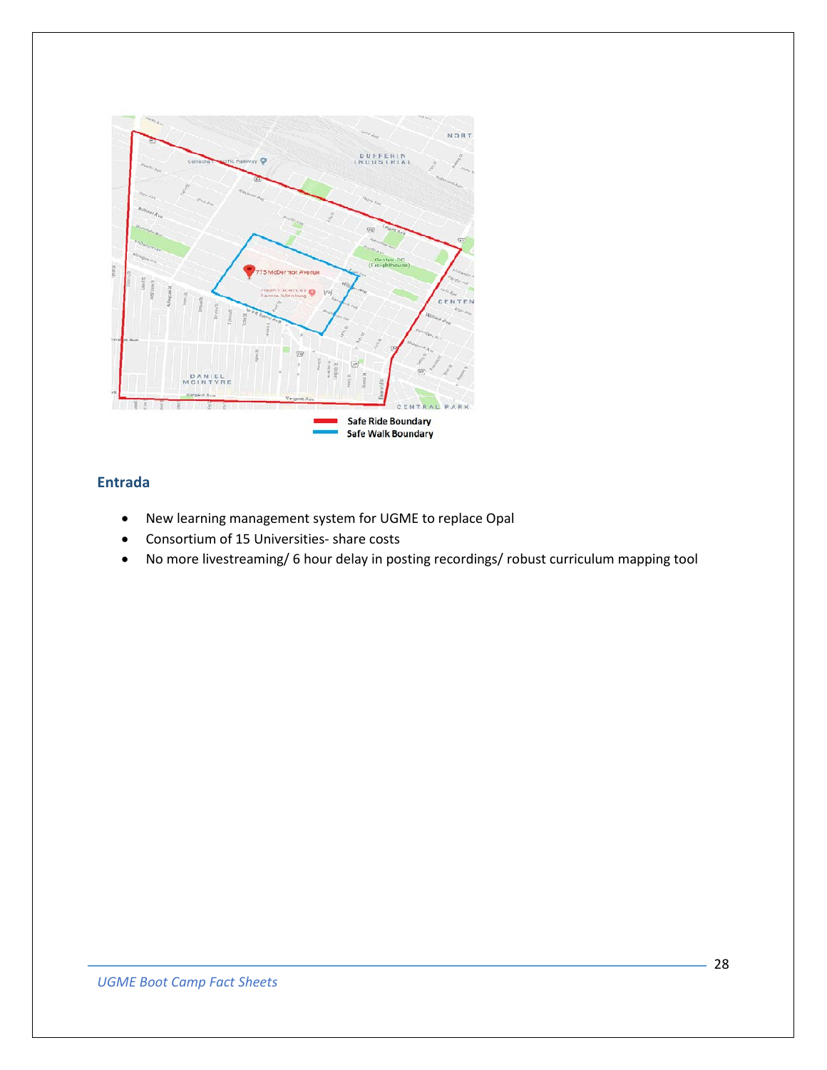Safe Ride Boundary

Safe Walk Boundary

## Entrada

- New learning management system for UGME to replace Opal
- Consortium of 15 Universities- share costs
- No more livestreaming/ 6 hour delay in posting recordings/ robust curriculum mapping tool